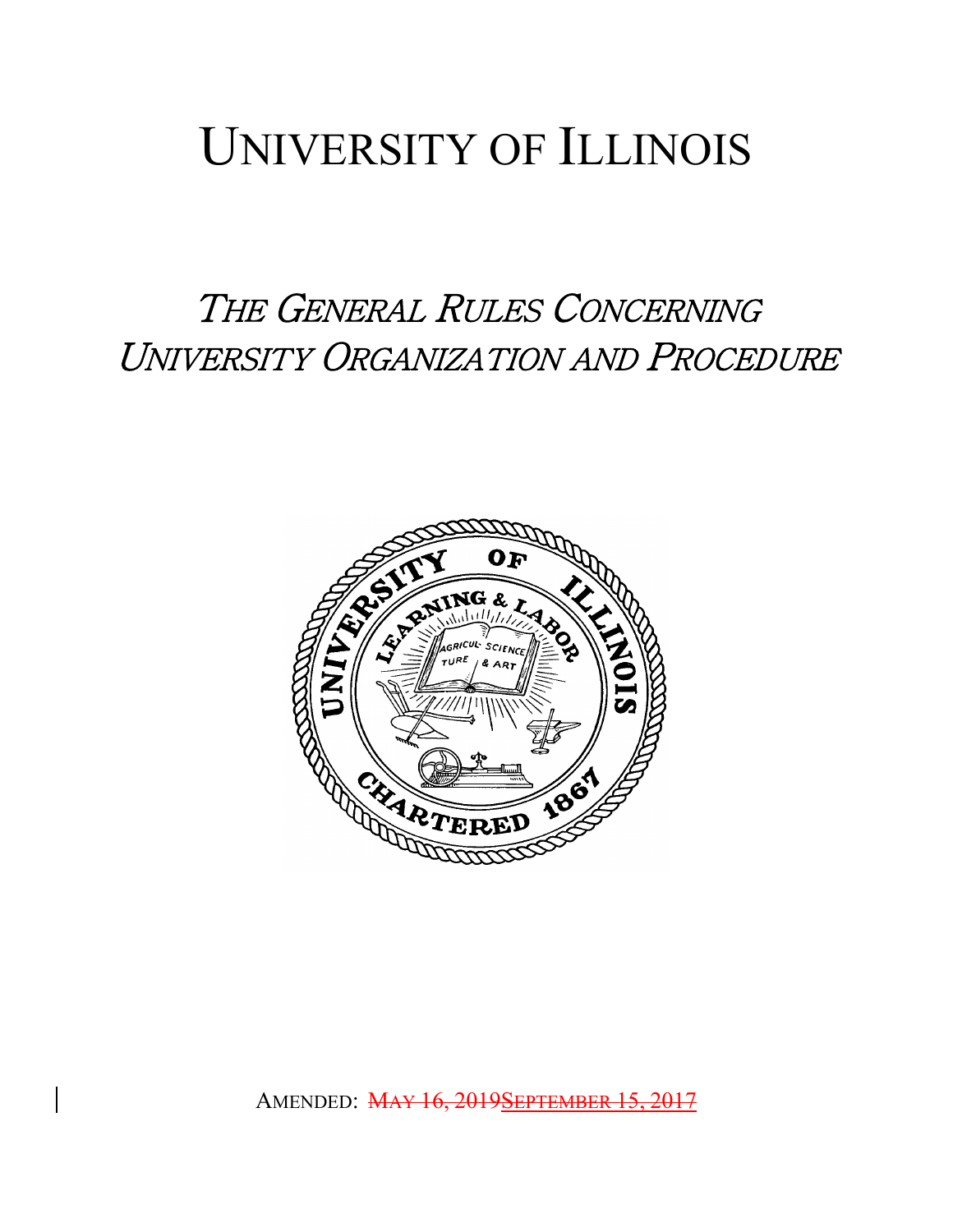# UNIVERSITY OF ILLINOIS

## *THE GENERAL RULES CONCERNING UNIVERSITY ORGANIZATION AND PROCEDURE*

AMENDED: ~~MAY 16, 2019~~<u>SEPTEMBER 15, 2017</u>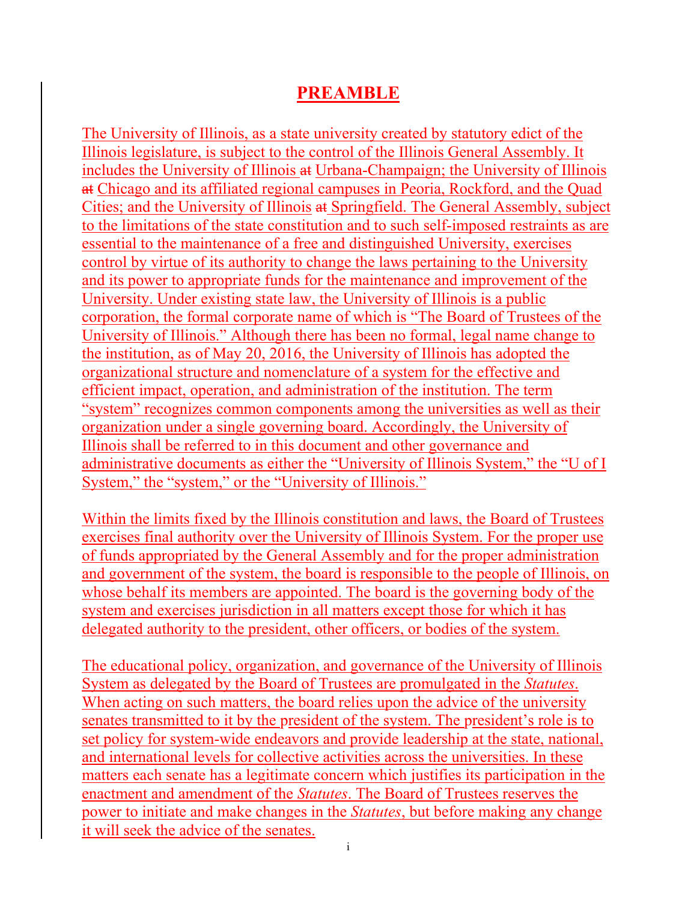# PREAMBLE

The University of Illinois, as a state university created by statutory edict of the Illinois legislature, is subject to the control of the Illinois General Assembly. It includes the University of Illinois ~~at~~ Urbana-Champaign; the University of Illinois ~~at~~ Chicago and its affiliated regional campuses in Peoria, Rockford, and the Quad Cities; and the University of Illinois ~~at~~ Springfield. The General Assembly, subject to the limitations of the state constitution and to such self-imposed restraints as are essential to the maintenance of a free and distinguished University, exercises control by virtue of its authority to change the laws pertaining to the University and its power to appropriate funds for the maintenance and improvement of the University. Under existing state law, the University of Illinois is a public corporation, the formal corporate name of which is "The Board of Trustees of the University of Illinois." Although there has been no formal, legal name change to the institution, as of May 20, 2016, the University of Illinois has adopted the organizational structure and nomenclature of a system for the effective and efficient impact, operation, and administration of the institution. The term "system" recognizes common components among the universities as well as their organization under a single governing board. Accordingly, the University of Illinois shall be referred to in this document and other governance and administrative documents as either the "University of Illinois System," the "U of I System," the "system," or the "University of Illinois."

Within the limits fixed by the Illinois constitution and laws, the Board of Trustees exercises final authority over the University of Illinois System. For the proper use of funds appropriated by the General Assembly and for the proper administration and government of the system, the board is responsible to the people of Illinois, on whose behalf its members are appointed. The board is the governing body of the system and exercises jurisdiction in all matters except those for which it has delegated authority to the president, other officers, or bodies of the system.

The educational policy, organization, and governance of the University of Illinois System as delegated by the Board of Trustees are promulgated in the *Statutes*. When acting on such matters, the board relies upon the advice of the university senates transmitted to it by the president of the system. The president's role is to set policy for system-wide endeavors and provide leadership at the state, national, and international levels for collective activities across the universities. In these matters each senate has a legitimate concern which justifies its participation in the enactment and amendment of the *Statutes*. The Board of Trustees reserves the power to initiate and make changes in the *Statutes*, but before making any change it will seek the advice of the senates.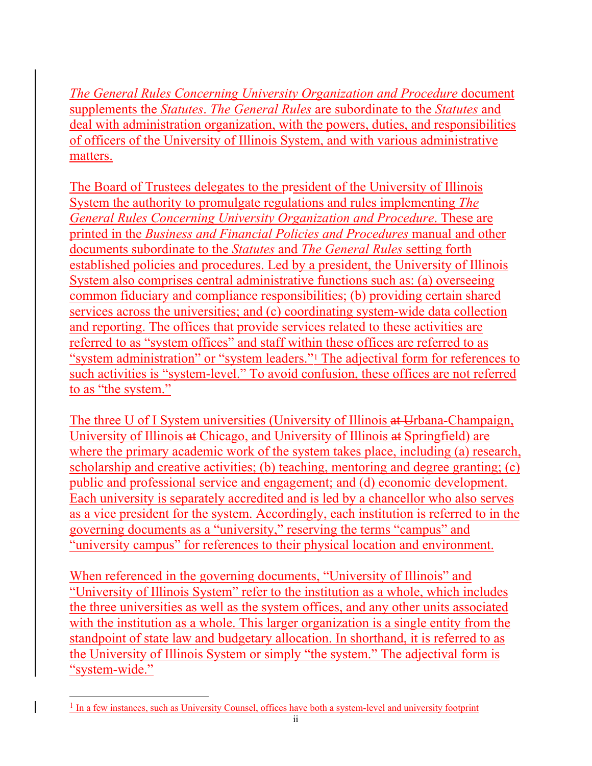*The General Rules Concerning University Organization and Procedure* document supplements the *Statutes*. *The General Rules* are subordinate to the *Statutes* and deal with administration organization, with the powers, duties, and responsibilities of officers of the University of Illinois System, and with various administrative matters.

The Board of Trustees delegates to the president of the University of Illinois System the authority to promulgate regulations and rules implementing *The General Rules Concerning University Organization and Procedure*. These are printed in the *Business and Financial Policies and Procedures* manual and other documents subordinate to the *Statutes* and *The General Rules* setting forth established policies and procedures. Led by a president, the University of Illinois System also comprises central administrative functions such as: (a) overseeing common fiduciary and compliance responsibilities; (b) providing certain shared services across the universities; and (c) coordinating system-wide data collection and reporting. The offices that provide services related to these activities are referred to as "system offices" and staff within these offices are referred to as "system administration" or "system leaders."[1] The adjectival form for references to such activities is "system-level." To avoid confusion, these offices are not referred to as "the system."

The three U of I System universities (University of Illinois ~~at~~ Urbana-Champaign, University of Illinois ~~at~~ Chicago, and University of Illinois ~~at~~ Springfield) are where the primary academic work of the system takes place, including (a) research, scholarship and creative activities; (b) teaching, mentoring and degree granting; (c) public and professional service and engagement; and (d) economic development. Each university is separately accredited and is led by a chancellor who also serves as a vice president for the system. Accordingly, each institution is referred to in the governing documents as a "university," reserving the terms "campus" and "university campus" for references to their physical location and environment.

When referenced in the governing documents, "University of Illinois" and "University of Illinois System" refer to the institution as a whole, which includes the three universities as well as the system offices, and any other units associated with the institution as a whole. This larger organization is a single entity from the standpoint of state law and budgetary allocation. In shorthand, it is referred to as the University of Illinois System or simply "the system." The adjectival form is "system-wide."

---

[1] In a few instances, such as University Counsel, offices have both a system-level and university footprint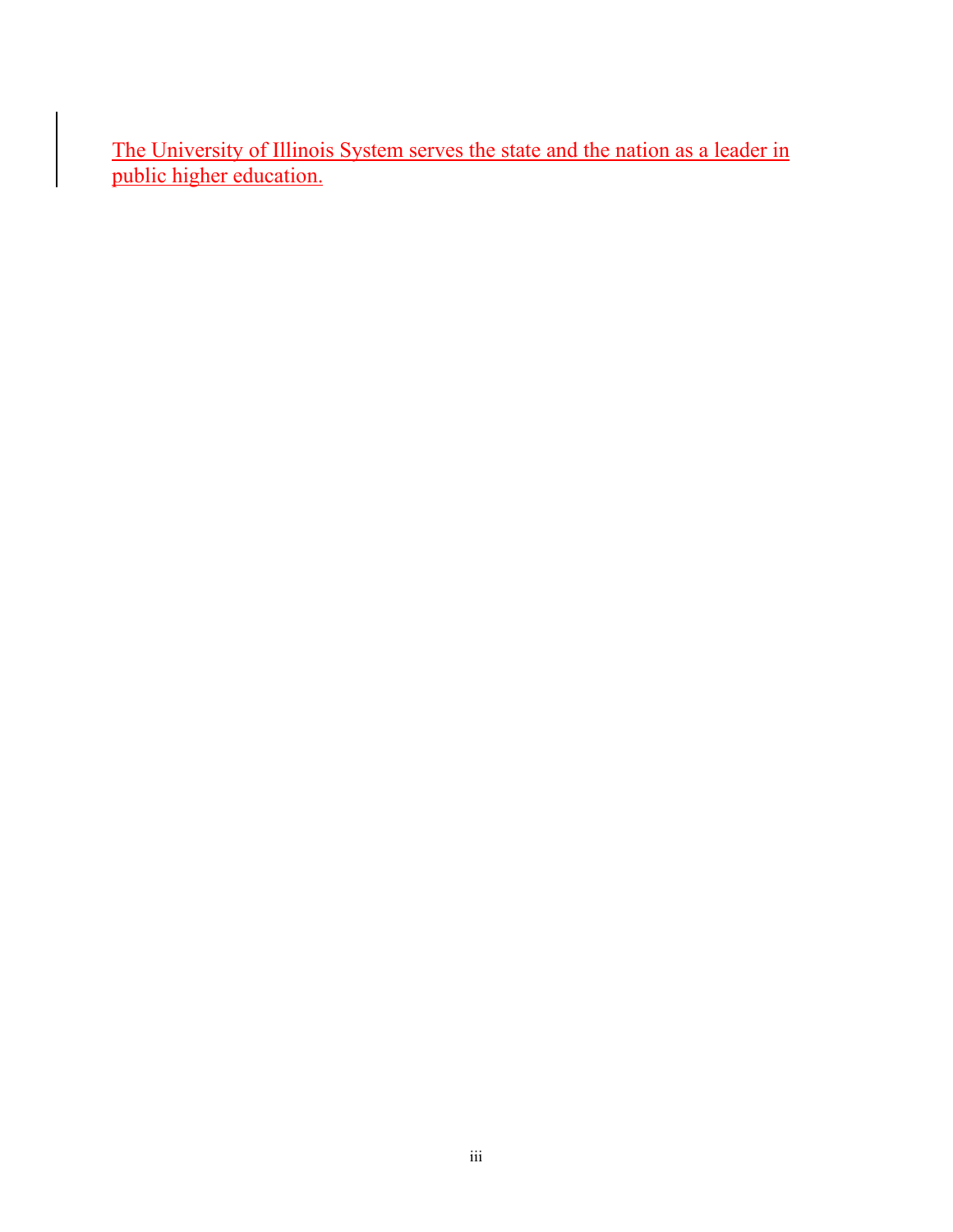The University of Illinois System serves the state and the nation as a leader in public higher education.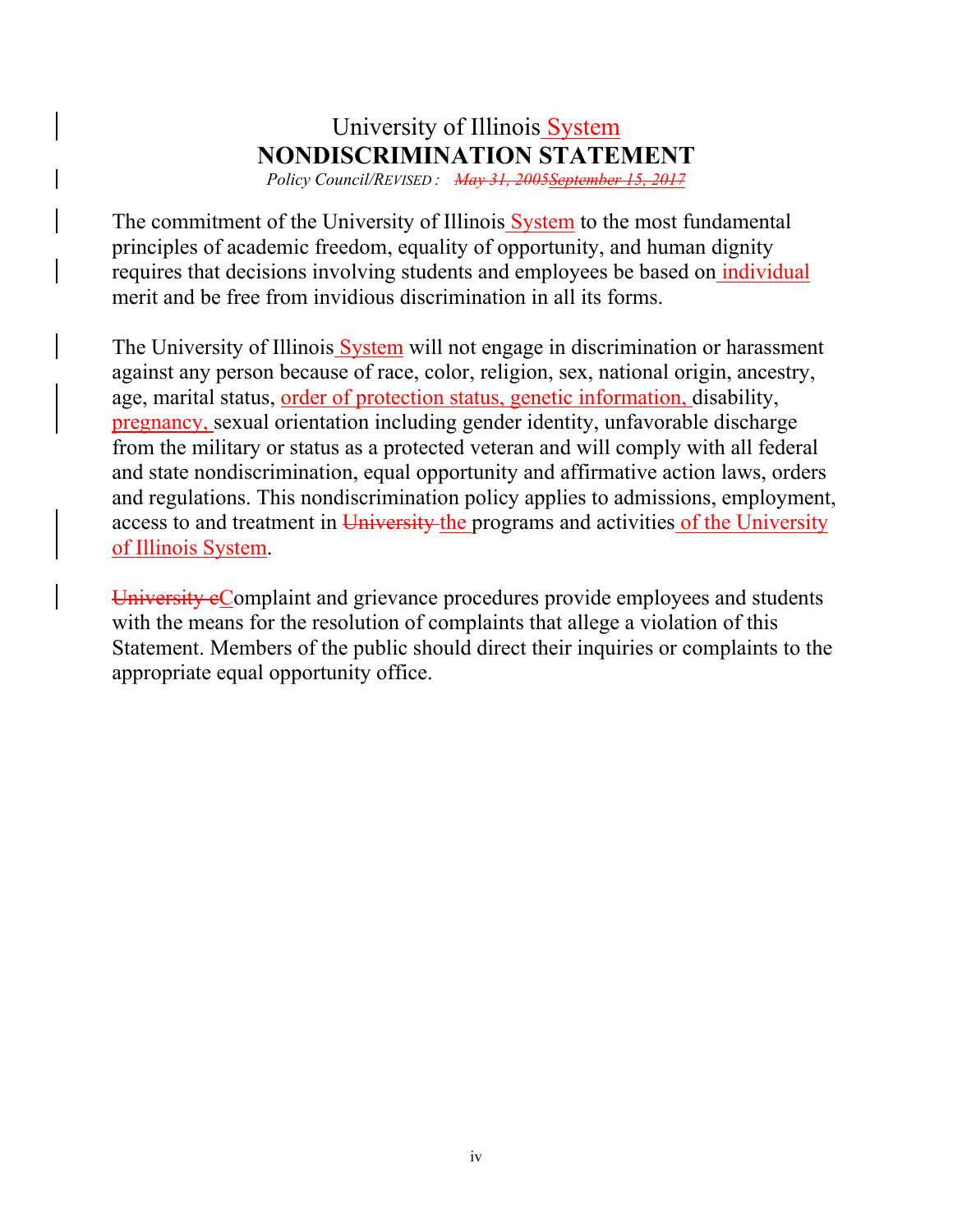# University of Illinois System
# NONDISCRIMINATION STATEMENT

*Policy Council/REVISED : ~~May 31, 2005September 15, 2017~~*

The commitment of the University of Illinois System to the most fundamental principles of academic freedom, equality of opportunity, and human dignity requires that decisions involving students and employees be based on individual merit and be free from invidious discrimination in all its forms.

The University of Illinois System will not engage in discrimination or harassment against any person because of race, color, religion, sex, national origin, ancestry, age, marital status, order of protection status, genetic information, disability, pregnancy, sexual orientation including gender identity, unfavorable discharge from the military or status as a protected veteran and will comply with all federal and state nondiscrimination, equal opportunity and affirmative action laws, orders and regulations. This nondiscrimination policy applies to admissions, employment, access to and treatment in ~~University~~ the programs and activities of the University of Illinois System.

~~University c~~Complaint and grievance procedures provide employees and students with the means for the resolution of complaints that allege a violation of this Statement. Members of the public should direct their inquiries or complaints to the appropriate equal opportunity office.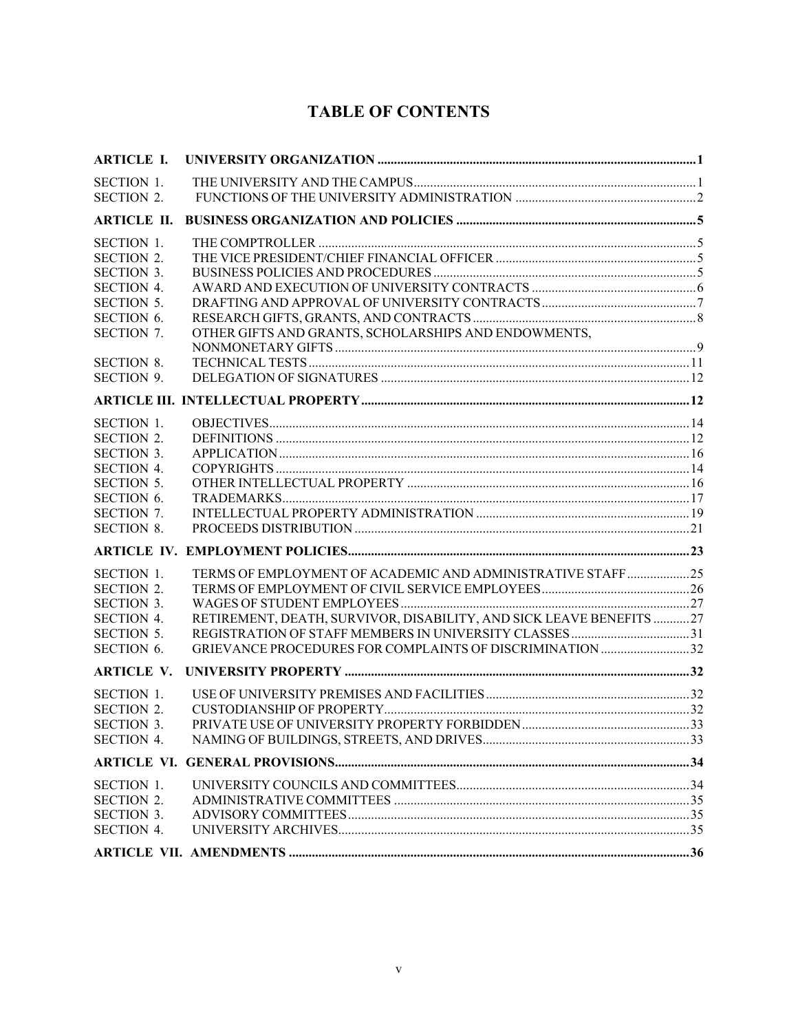# TABLE OF CONTENTS

| | | |
|---|---|---|
| **ARTICLE I.** | **UNIVERSITY ORGANIZATION** | **1** |
| SECTION 1. | THE UNIVERSITY AND THE CAMPUS | 1 |
| SECTION 2. | FUNCTIONS OF THE UNIVERSITY ADMINISTRATION | 2 |
| **ARTICLE II.** | **BUSINESS ORGANIZATION AND POLICIES** | **5** |
| SECTION 1. | THE COMPTROLLER | 5 |
| SECTION 2. | THE VICE PRESIDENT/CHIEF FINANCIAL OFFICER | 5 |
| SECTION 3. | BUSINESS POLICIES AND PROCEDURES | 5 |
| SECTION 4. | AWARD AND EXECUTION OF UNIVERSITY CONTRACTS | 6 |
| SECTION 5. | DRAFTING AND APPROVAL OF UNIVERSITY CONTRACTS | 7 |
| SECTION 6. | RESEARCH GIFTS, GRANTS, AND CONTRACTS | 8 |
| SECTION 7. | OTHER GIFTS AND GRANTS, SCHOLARSHIPS AND ENDOWMENTS, NONMONETARY GIFTS | 9 |
| SECTION 8. | TECHNICAL TESTS | 11 |
| SECTION 9. | DELEGATION OF SIGNATURES | 12 |
| **ARTICLE III.** | **INTELLECTUAL PROPERTY** | **12** |
| SECTION 1. | OBJECTIVES | 14 |
| SECTION 2. | DEFINITIONS | 12 |
| SECTION 3. | APPLICATION | 16 |
| SECTION 4. | COPYRIGHTS | 14 |
| SECTION 5. | OTHER INTELLECTUAL PROPERTY | 16 |
| SECTION 6. | TRADEMARKS | 17 |
| SECTION 7. | INTELLECTUAL PROPERTY ADMINISTRATION | 19 |
| SECTION 8. | PROCEEDS DISTRIBUTION | 21 |
| **ARTICLE IV.** | **EMPLOYMENT POLICIES** | **23** |
| SECTION 1. | TERMS OF EMPLOYMENT OF ACADEMIC AND ADMINISTRATIVE STAFF | 25 |
| SECTION 2. | TERMS OF EMPLOYMENT OF CIVIL SERVICE EMPLOYEES | 26 |
| SECTION 3. | WAGES OF STUDENT EMPLOYEES | 27 |
| SECTION 4. | RETIREMENT, DEATH, SURVIVOR, DISABILITY, AND SICK LEAVE BENEFITS | 27 |
| SECTION 5. | REGISTRATION OF STAFF MEMBERS IN UNIVERSITY CLASSES | 31 |
| SECTION 6. | GRIEVANCE PROCEDURES FOR COMPLAINTS OF DISCRIMINATION | 32 |
| **ARTICLE V.** | **UNIVERSITY PROPERTY** | **32** |
| SECTION 1. | USE OF UNIVERSITY PREMISES AND FACILITIES | 32 |
| SECTION 2. | CUSTODIANSHIP OF PROPERTY | 32 |
| SECTION 3. | PRIVATE USE OF UNIVERSITY PROPERTY FORBIDDEN | 33 |
| SECTION 4. | NAMING OF BUILDINGS, STREETS, AND DRIVES | 33 |
| **ARTICLE VI.** | **GENERAL PROVISIONS** | **34** |
| SECTION 1. | UNIVERSITY COUNCILS AND COMMITTEES | 34 |
| SECTION 2. | ADMINISTRATIVE COMMITTEES | 35 |
| SECTION 3. | ADVISORY COMMITTEES | 35 |
| SECTION 4. | UNIVERSITY ARCHIVES | 35 |
| **ARTICLE VII.** | **AMENDMENTS** | **36** |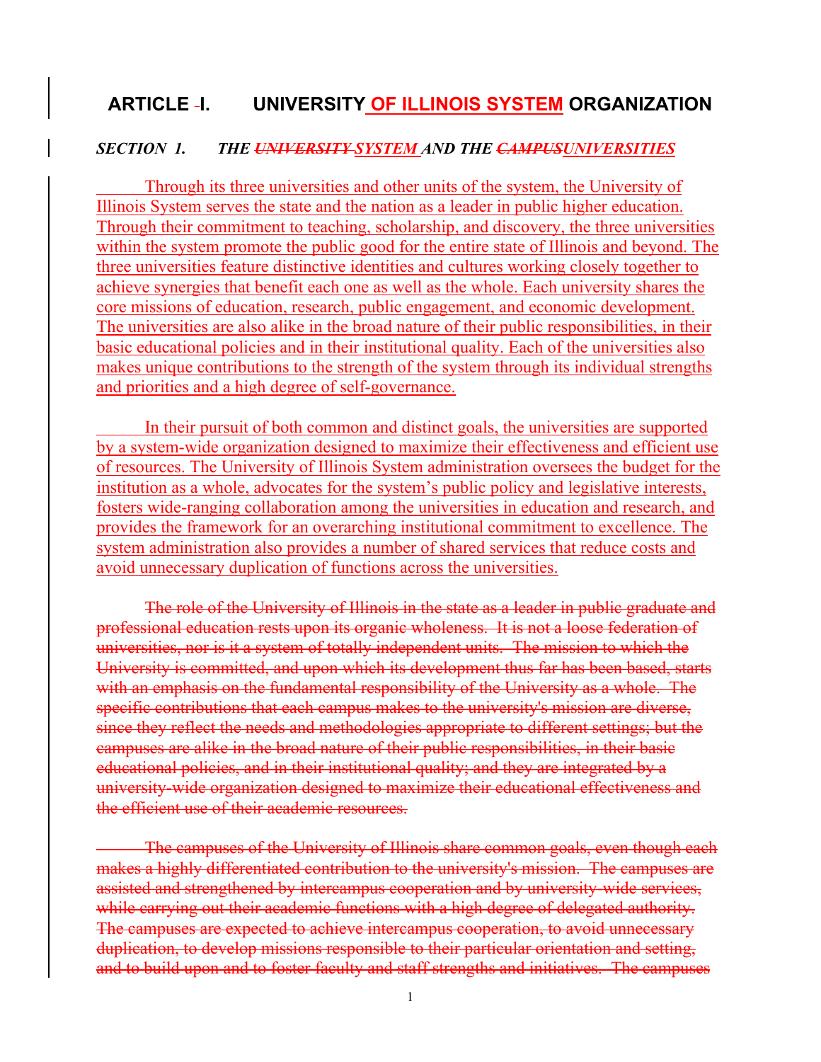# ARTICLE ~~-~~I. UNIVERSITY OF ILLINOIS SYSTEM ORGANIZATION

## *SECTION 1. THE ~~UNIVERSITY~~ SYSTEM AND THE ~~CAMPUS~~UNIVERSITIES*

Through its three universities and other units of the system, the University of Illinois System serves the state and the nation as a leader in public higher education. Through their commitment to teaching, scholarship, and discovery, the three universities within the system promote the public good for the entire state of Illinois and beyond. The three universities feature distinctive identities and cultures working closely together to achieve synergies that benefit each one as well as the whole. Each university shares the core missions of education, research, public engagement, and economic development. The universities are also alike in the broad nature of their public responsibilities, in their basic educational policies and in their institutional quality. Each of the universities also makes unique contributions to the strength of the system through its individual strengths and priorities and a high degree of self-governance.

In their pursuit of both common and distinct goals, the universities are supported by a system-wide organization designed to maximize their effectiveness and efficient use of resources. The University of Illinois System administration oversees the budget for the institution as a whole, advocates for the system's public policy and legislative interests, fosters wide-ranging collaboration among the universities in education and research, and provides the framework for an overarching institutional commitment to excellence. The system administration also provides a number of shared services that reduce costs and avoid unnecessary duplication of functions across the universities.

~~The role of the University of Illinois in the state as a leader in public graduate and professional education rests upon its organic wholeness. It is not a loose federation of universities, nor is it a system of totally independent units. The mission to which the University is committed, and upon which its development thus far has been based, starts with an emphasis on the fundamental responsibility of the University as a whole. The specific contributions that each campus makes to the university's mission are diverse, since they reflect the needs and methodologies appropriate to different settings; but the campuses are alike in the broad nature of their public responsibilities, in their basic educational policies, and in their institutional quality; and they are integrated by a university-wide organization designed to maximize their educational effectiveness and the efficient use of their academic resources.~~

~~The campuses of the University of Illinois share common goals, even though each makes a highly differentiated contribution to the university's mission. The campuses are assisted and strengthened by intercampus cooperation and by university-wide services, while carrying out their academic functions with a high degree of delegated authority. The campuses are expected to achieve intercampus cooperation, to avoid unnecessary duplication, to develop missions responsible to their particular orientation and setting, and to build upon and to foster faculty and staff strengths and initiatives. The campuses~~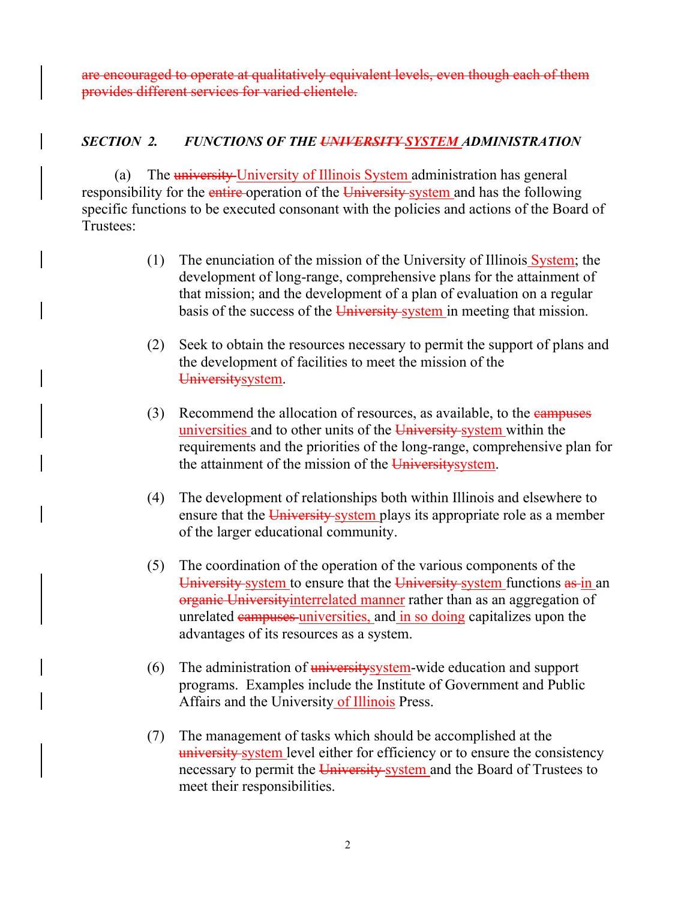~~are encouraged to operate at qualitatively equivalent levels, even though each of them provides different services for varied clientele.~~

### *SECTION 2. FUNCTIONS OF THE ~~UNIVERSITY~~ SYSTEM ADMINISTRATION*

(a) The ~~university~~ University of Illinois System administration has general responsibility for the ~~entire~~ operation of the ~~University~~ system and has the following specific functions to be executed consonant with the policies and actions of the Board of Trustees:

(1) The enunciation of the mission of the University of Illinois System; the development of long-range, comprehensive plans for the attainment of that mission; and the development of a plan of evaluation on a regular basis of the success of the ~~University~~ system in meeting that mission.

(2) Seek to obtain the resources necessary to permit the support of plans and the development of facilities to meet the mission of the ~~University~~system.

(3) Recommend the allocation of resources, as available, to the ~~campuses~~ universities and to other units of the ~~University~~ system within the requirements and the priorities of the long-range, comprehensive plan for the attainment of the mission of the ~~University~~system.

(4) The development of relationships both within Illinois and elsewhere to ensure that the ~~University~~ system plays its appropriate role as a member of the larger educational community.

(5) The coordination of the operation of the various components of the ~~University~~ system to ensure that the ~~University~~ system functions ~~as~~ in an ~~organic University~~interrelated manner rather than as an aggregation of unrelated ~~campuses~~ universities, and in so doing capitalizes upon the advantages of its resources as a system.

(6) The administration of ~~university~~system-wide education and support programs. Examples include the Institute of Government and Public Affairs and the University of Illinois Press.

(7) The management of tasks which should be accomplished at the ~~university~~ system level either for efficiency or to ensure the consistency necessary to permit the ~~University~~ system and the Board of Trustees to meet their responsibilities.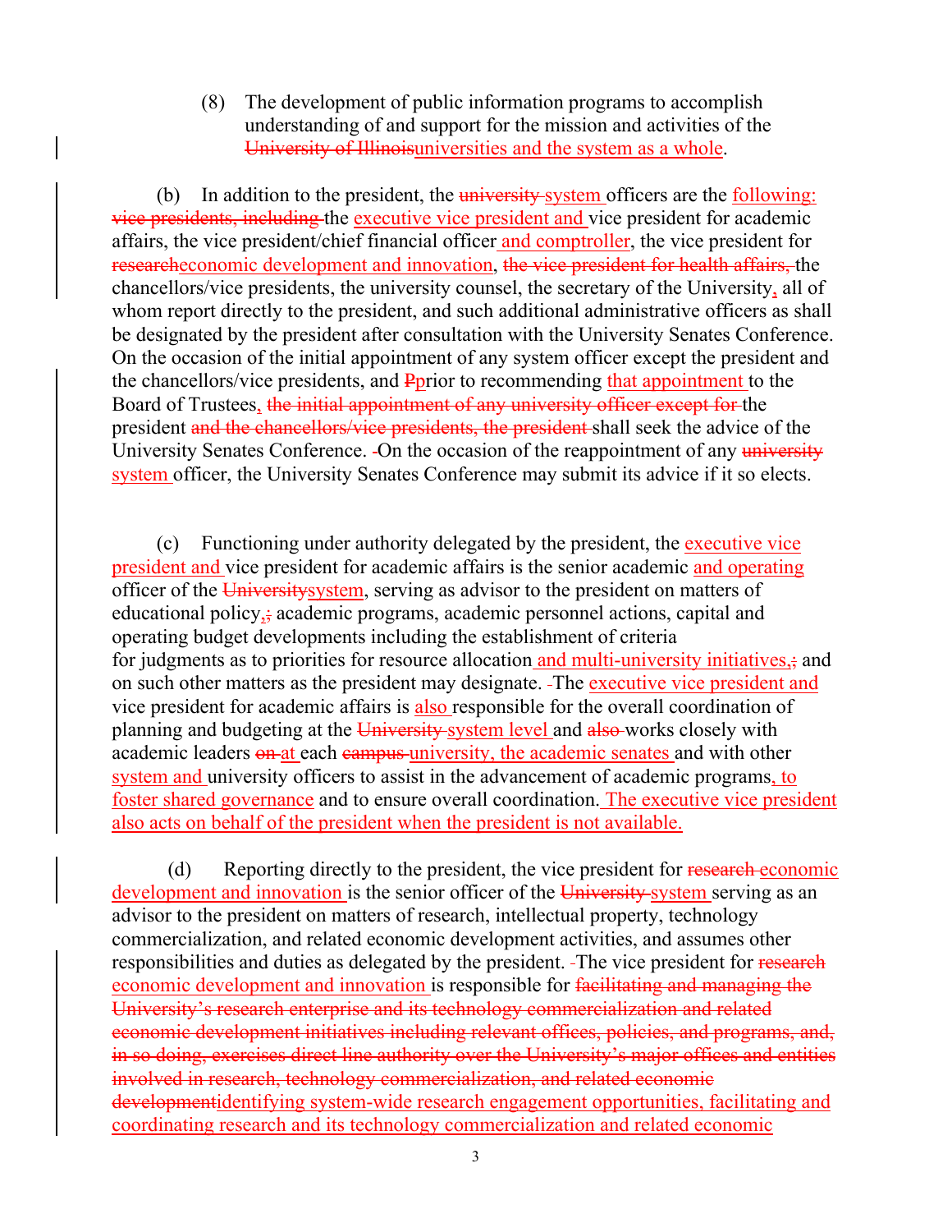(8) The development of public information programs to accomplish understanding of and support for the mission and activities of the ~~University of Illinois~~universities and the system as a whole.

(b) In addition to the president, the ~~university~~ system officers are the following: ~~vice presidents, including~~ the executive vice president and vice president for academic affairs, the vice president/chief financial officer and comptroller, the vice president for ~~research~~economic development and innovation, ~~the vice president for health affairs,~~ the chancellors/vice presidents, the university counsel, the secretary of the University, all of whom report directly to the president, and such additional administrative officers as shall be designated by the president after consultation with the University Senates Conference. On the occasion of the initial appointment of any system officer except the president and the chancellors/vice presidents, and ~~P~~prior to recommending that appointment to the Board of Trustees, ~~the initial appointment of any university officer except for~~ the president ~~and the chancellors/vice presidents, the president~~ shall seek the advice of the University Senates Conference. On the occasion of the reappointment of any ~~university~~ system officer, the University Senates Conference may submit its advice if it so elects.

(c) Functioning under authority delegated by the president, the executive vice president and vice president for academic affairs is the senior academic and operating officer of the ~~University~~system, serving as advisor to the president on matters of educational policy,~~;~~ academic programs, academic personnel actions, capital and operating budget developments including the establishment of criteria for judgments as to priorities for resource allocation and multi-university initiatives,~~;~~ and on such other matters as the president may designate. The executive vice president and vice president for academic affairs is also responsible for the overall coordination of planning and budgeting at the ~~University~~ system level and ~~also~~ works closely with academic leaders ~~on~~ at each ~~campus~~ university, the academic senates and with other system and university officers to assist in the advancement of academic programs, to foster shared governance and to ensure overall coordination. The executive vice president also acts on behalf of the president when the president is not available.

(d) Reporting directly to the president, the vice president for ~~research~~ economic development and innovation is the senior officer of the ~~University~~ system serving as an advisor to the president on matters of research, intellectual property, technology commercialization, and related economic development activities, and assumes other responsibilities and duties as delegated by the president. The vice president for ~~research~~ economic development and innovation is responsible for ~~facilitating and managing the University's research enterprise and its technology commercialization and related economic development initiatives including relevant offices, policies, and programs, and, in so doing, exercises direct line authority over the University's major offices and entities involved in research, technology commercialization, and related economic development~~identifying system-wide research engagement opportunities, facilitating and coordinating research and its technology commercialization and related economic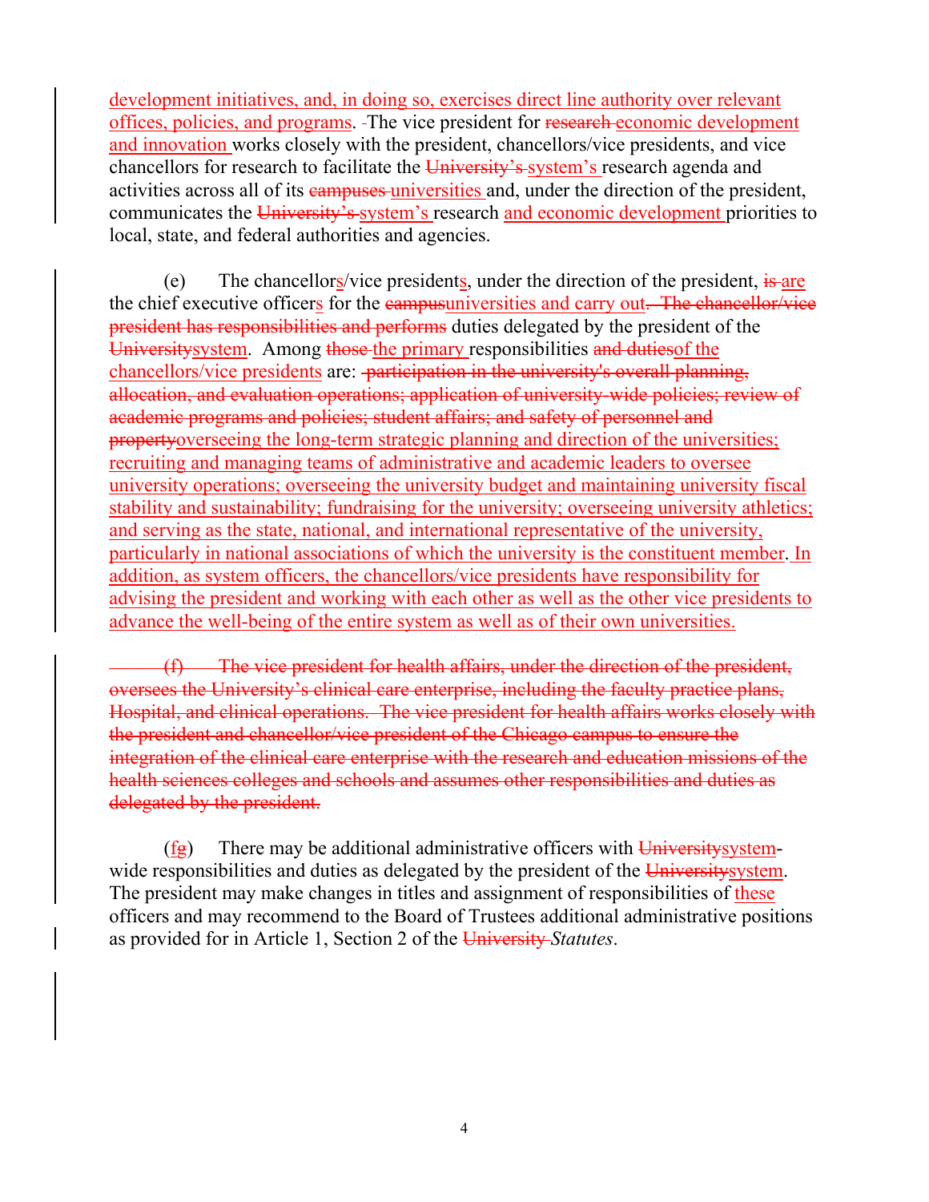development initiatives, and, in doing so, exercises direct line authority over relevant offices, policies, and programs. -The vice president for ~~research~~ economic development and innovation works closely with the president, chancellors/vice presidents, and vice chancellors for research to facilitate the ~~University's~~ system's research agenda and activities across all of its ~~campuses~~ universities and, under the direction of the president, communicates the ~~University's~~ system's research and economic development priorities to local, state, and federal authorities and agencies.

(e) The chancellors/vice presidents, under the direction of the president, ~~is~~ are the chief executive officers for the ~~campus~~universities and carry out~~. The chancellor/vice president has responsibilities and performs~~ duties delegated by the president of the ~~University~~system. Among ~~those~~ the primary responsibilities ~~and duties~~of the chancellors/vice presidents are: ~~participation in the university's overall planning, allocation, and evaluation operations; application of university-wide policies; review of academic programs and policies; student affairs; and safety of personnel and property~~overseeing the long-term strategic planning and direction of the universities; recruiting and managing teams of administrative and academic leaders to oversee university operations; overseeing the university budget and maintaining university fiscal stability and sustainability; fundraising for the university; overseeing university athletics; and serving as the state, national, and international representative of the university, particularly in national associations of which the university is the constituent member. In addition, as system officers, the chancellors/vice presidents have responsibility for advising the president and working with each other as well as the other vice presidents to advance the well-being of the entire system as well as of their own universities.

~~(f) The vice president for health affairs, under the direction of the president, oversees the University's clinical care enterprise, including the faculty practice plans, Hospital, and clinical operations. The vice president for health affairs works closely with the president and chancellor/vice president of the Chicago campus to ensure the integration of the clinical care enterprise with the research and education missions of the health sciences colleges and schools and assumes other responsibilities and duties as delegated by the president.~~

(f~~g~~) There may be additional administrative officers with ~~University~~system-wide responsibilities and duties as delegated by the president of the ~~University~~system. The president may make changes in titles and assignment of responsibilities of these officers and may recommend to the Board of Trustees additional administrative positions as provided for in Article 1, Section 2 of the ~~University~~ *Statutes*.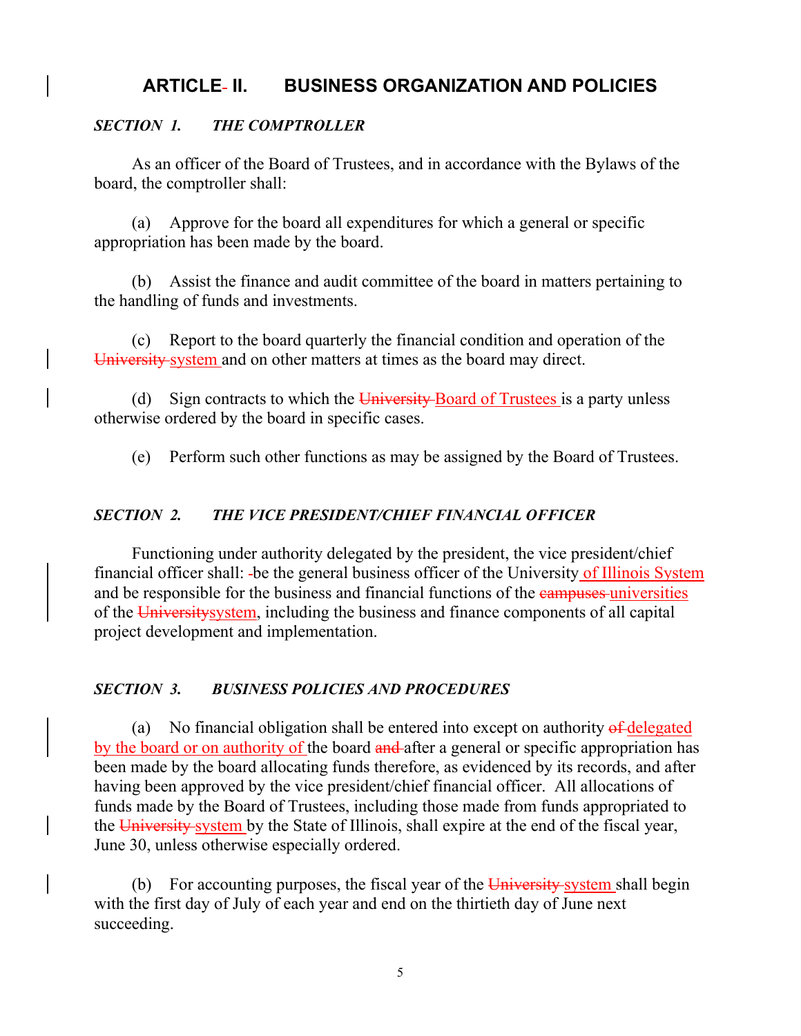# ARTICLE II. BUSINESS ORGANIZATION AND POLICIES

## *SECTION 1. THE COMPTROLLER*

As an officer of the Board of Trustees, and in accordance with the Bylaws of the board, the comptroller shall:

(a) Approve for the board all expenditures for which a general or specific appropriation has been made by the board.

(b) Assist the finance and audit committee of the board in matters pertaining to the handling of funds and investments.

(c) Report to the board quarterly the financial condition and operation of the ~~University~~ system and on other matters at times as the board may direct.

(d) Sign contracts to which the ~~University~~ Board of Trustees is a party unless otherwise ordered by the board in specific cases.

(e) Perform such other functions as may be assigned by the Board of Trustees.

## *SECTION 2. THE VICE PRESIDENT/CHIEF FINANCIAL OFFICER*

Functioning under authority delegated by the president, the vice president/chief financial officer shall: ~~-~~be the general business officer of the University of Illinois System and be responsible for the business and financial functions of the ~~campuses~~ universities of the ~~University~~system, including the business and finance components of all capital project development and implementation.

## *SECTION 3. BUSINESS POLICIES AND PROCEDURES*

(a) No financial obligation shall be entered into except on authority ~~of~~ delegated by the board or on authority of the board ~~and~~ after a general or specific appropriation has been made by the board allocating funds therefore, as evidenced by its records, and after having been approved by the vice president/chief financial officer. All allocations of funds made by the Board of Trustees, including those made from funds appropriated to the ~~University~~ system by the State of Illinois, shall expire at the end of the fiscal year, June 30, unless otherwise especially ordered.

(b) For accounting purposes, the fiscal year of the ~~University~~ system shall begin with the first day of July of each year and end on the thirtieth day of June next succeeding.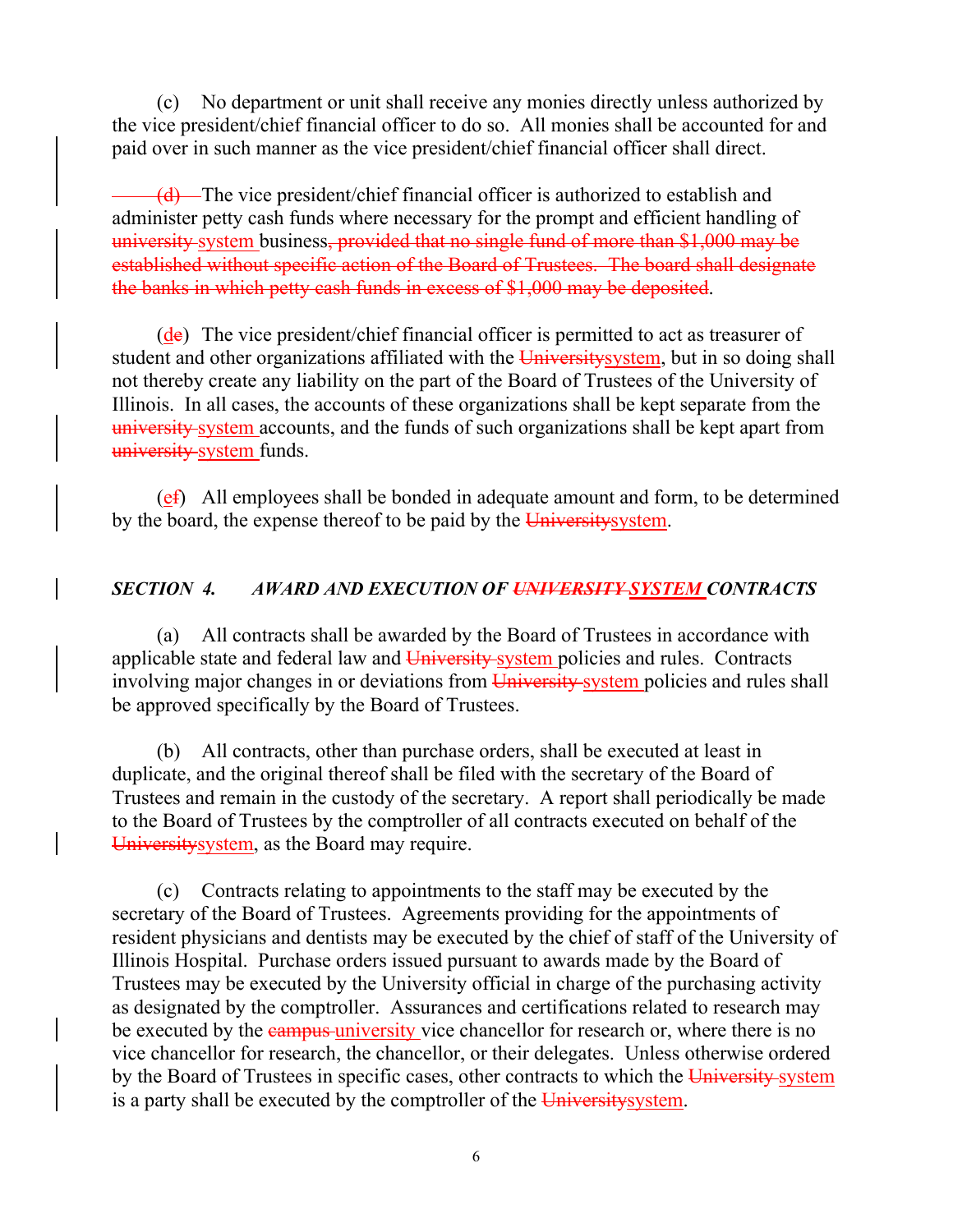(c) No department or unit shall receive any monies directly unless authorized by the vice president/chief financial officer to do so. All monies shall be accounted for and paid over in such manner as the vice president/chief financial officer shall direct.

~~(d)~~ The vice president/chief financial officer is authorized to establish and administer petty cash funds where necessary for the prompt and efficient handling of ~~university~~ system business~~, provided that no single fund of more than $1,000 may be established without specific action of the Board of Trustees. The board shall designate the banks in which petty cash funds in excess of $1,000 may be deposited~~.

(d~~e~~) The vice president/chief financial officer is permitted to act as treasurer of student and other organizations affiliated with the ~~University~~system, but in so doing shall not thereby create any liability on the part of the Board of Trustees of the University of Illinois. In all cases, the accounts of these organizations shall be kept separate from the ~~university~~ system accounts, and the funds of such organizations shall be kept apart from ~~university~~ system funds.

(e~~f~~) All employees shall be bonded in adequate amount and form, to be determined by the board, the expense thereof to be paid by the ~~University~~system.

### *SECTION 4. AWARD AND EXECUTION OF ~~UNIVERSITY~~ SYSTEM CONTRACTS*

(a) All contracts shall be awarded by the Board of Trustees in accordance with applicable state and federal law and ~~University~~ system policies and rules. Contracts involving major changes in or deviations from ~~University~~ system policies and rules shall be approved specifically by the Board of Trustees.

(b) All contracts, other than purchase orders, shall be executed at least in duplicate, and the original thereof shall be filed with the secretary of the Board of Trustees and remain in the custody of the secretary. A report shall periodically be made to the Board of Trustees by the comptroller of all contracts executed on behalf of the ~~University~~system, as the Board may require.

(c) Contracts relating to appointments to the staff may be executed by the secretary of the Board of Trustees. Agreements providing for the appointments of resident physicians and dentists may be executed by the chief of staff of the University of Illinois Hospital. Purchase orders issued pursuant to awards made by the Board of Trustees may be executed by the University official in charge of the purchasing activity as designated by the comptroller. Assurances and certifications related to research may be executed by the ~~campus~~ university vice chancellor for research or, where there is no vice chancellor for research, the chancellor, or their delegates. Unless otherwise ordered by the Board of Trustees in specific cases, other contracts to which the ~~University~~ system is a party shall be executed by the comptroller of the ~~University~~system.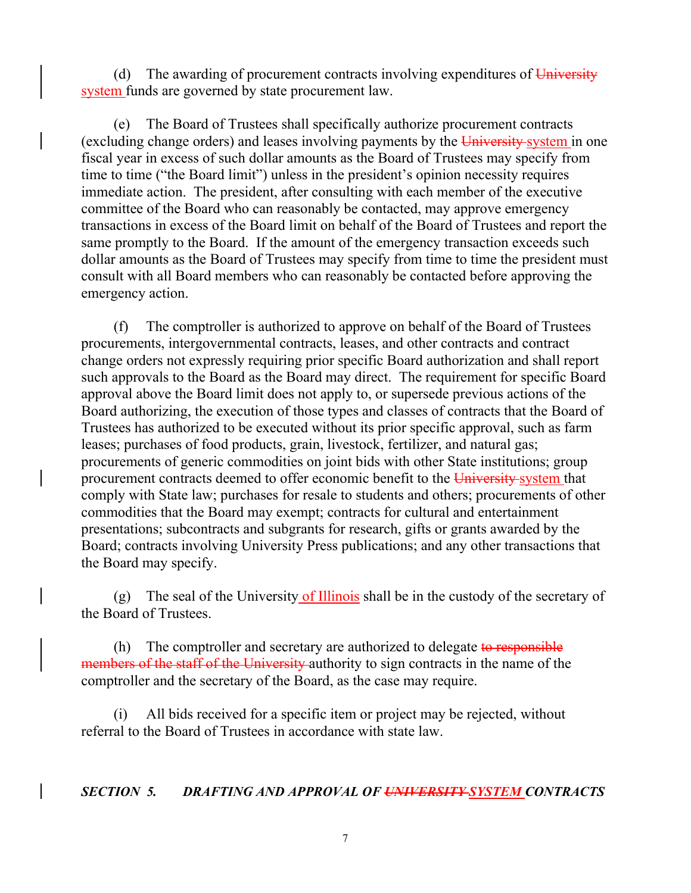(d) The awarding of procurement contracts involving expenditures of ~~University~~ system funds are governed by state procurement law.

(e) The Board of Trustees shall specifically authorize procurement contracts (excluding change orders) and leases involving payments by the ~~University~~ system in one fiscal year in excess of such dollar amounts as the Board of Trustees may specify from time to time ("the Board limit") unless in the president's opinion necessity requires immediate action. The president, after consulting with each member of the executive committee of the Board who can reasonably be contacted, may approve emergency transactions in excess of the Board limit on behalf of the Board of Trustees and report the same promptly to the Board. If the amount of the emergency transaction exceeds such dollar amounts as the Board of Trustees may specify from time to time the president must consult with all Board members who can reasonably be contacted before approving the emergency action.

(f) The comptroller is authorized to approve on behalf of the Board of Trustees procurements, intergovernmental contracts, leases, and other contracts and contract change orders not expressly requiring prior specific Board authorization and shall report such approvals to the Board as the Board may direct. The requirement for specific Board approval above the Board limit does not apply to, or supersede previous actions of the Board authorizing, the execution of those types and classes of contracts that the Board of Trustees has authorized to be executed without its prior specific approval, such as farm leases; purchases of food products, grain, livestock, fertilizer, and natural gas; procurements of generic commodities on joint bids with other State institutions; group procurement contracts deemed to offer economic benefit to the ~~University~~ system that comply with State law; purchases for resale to students and others; procurements of other commodities that the Board may exempt; contracts for cultural and entertainment presentations; subcontracts and subgrants for research, gifts or grants awarded by the Board; contracts involving University Press publications; and any other transactions that the Board may specify.

(g) The seal of the University of Illinois shall be in the custody of the secretary of the Board of Trustees.

(h) The comptroller and secretary are authorized to delegate ~~to responsible members of the staff of the University~~ authority to sign contracts in the name of the comptroller and the secretary of the Board, as the case may require.

(i) All bids received for a specific item or project may be rejected, without referral to the Board of Trustees in accordance with state law.

***SECTION 5. DRAFTING AND APPROVAL OF ~~UNIVERSITY~~ SYSTEM CONTRACTS***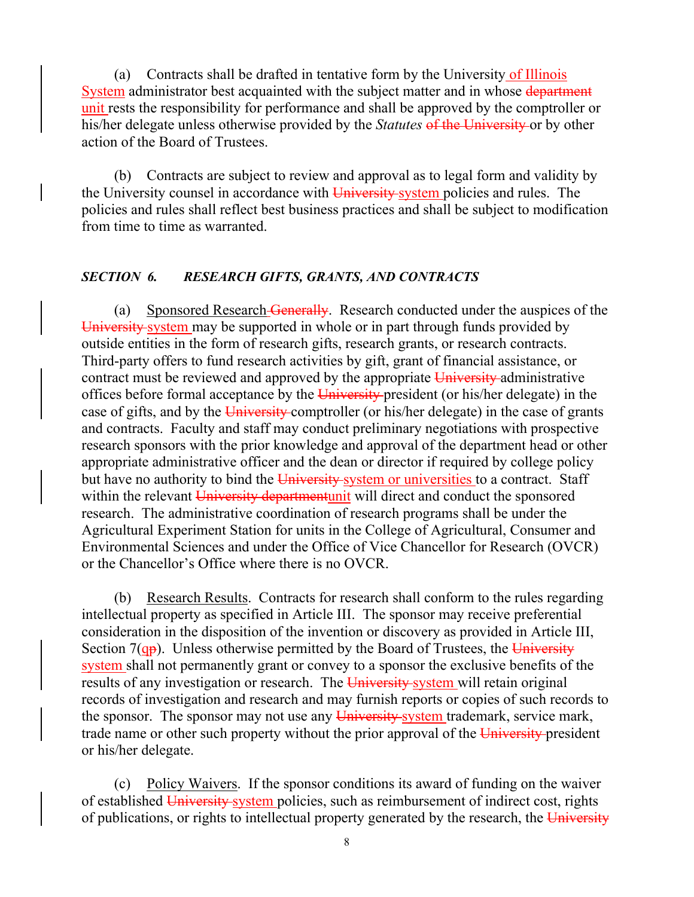(a) Contracts shall be drafted in tentative form by the University of Illinois System administrator best acquainted with the subject matter and in whose ~~department~~ unit rests the responsibility for performance and shall be approved by the comptroller or his/her delegate unless otherwise provided by the *Statutes* ~~of the University~~ or by other action of the Board of Trustees.

(b) Contracts are subject to review and approval as to legal form and validity by the University counsel in accordance with ~~University~~ system policies and rules. The policies and rules shall reflect best business practices and shall be subject to modification from time to time as warranted.

***SECTION 6. RESEARCH GIFTS, GRANTS, AND CONTRACTS***

(a) Sponsored Research ~~Generally~~. Research conducted under the auspices of the ~~University~~ system may be supported in whole or in part through funds provided by outside entities in the form of research gifts, research grants, or research contracts. Third-party offers to fund research activities by gift, grant of financial assistance, or contract must be reviewed and approved by the appropriate ~~University~~ administrative offices before formal acceptance by the ~~University~~ president (or his/her delegate) in the case of gifts, and by the ~~University~~ comptroller (or his/her delegate) in the case of grants and contracts. Faculty and staff may conduct preliminary negotiations with prospective research sponsors with the prior knowledge and approval of the department head or other appropriate administrative officer and the dean or director if required by college policy but have no authority to bind the ~~University~~ system or universities to a contract. Staff within the relevant ~~University department~~unit will direct and conduct the sponsored research. The administrative coordination of research programs shall be under the Agricultural Experiment Station for units in the College of Agricultural, Consumer and Environmental Sciences and under the Office of Vice Chancellor for Research (OVCR) or the Chancellor's Office where there is no OVCR.

(b) Research Results. Contracts for research shall conform to the rules regarding intellectual property as specified in Article III. The sponsor may receive preferential consideration in the disposition of the invention or discovery as provided in Article III, Section 7(q~~p~~). Unless otherwise permitted by the Board of Trustees, the ~~University~~ system shall not permanently grant or convey to a sponsor the exclusive benefits of the results of any investigation or research. The ~~University~~ system will retain original records of investigation and research and may furnish reports or copies of such records to the sponsor. The sponsor may not use any ~~University~~ system trademark, service mark, trade name or other such property without the prior approval of the ~~University~~ president or his/her delegate.

(c) Policy Waivers. If the sponsor conditions its award of funding on the waiver of established ~~University~~ system policies, such as reimbursement of indirect cost, rights of publications, or rights to intellectual property generated by the research, the ~~University~~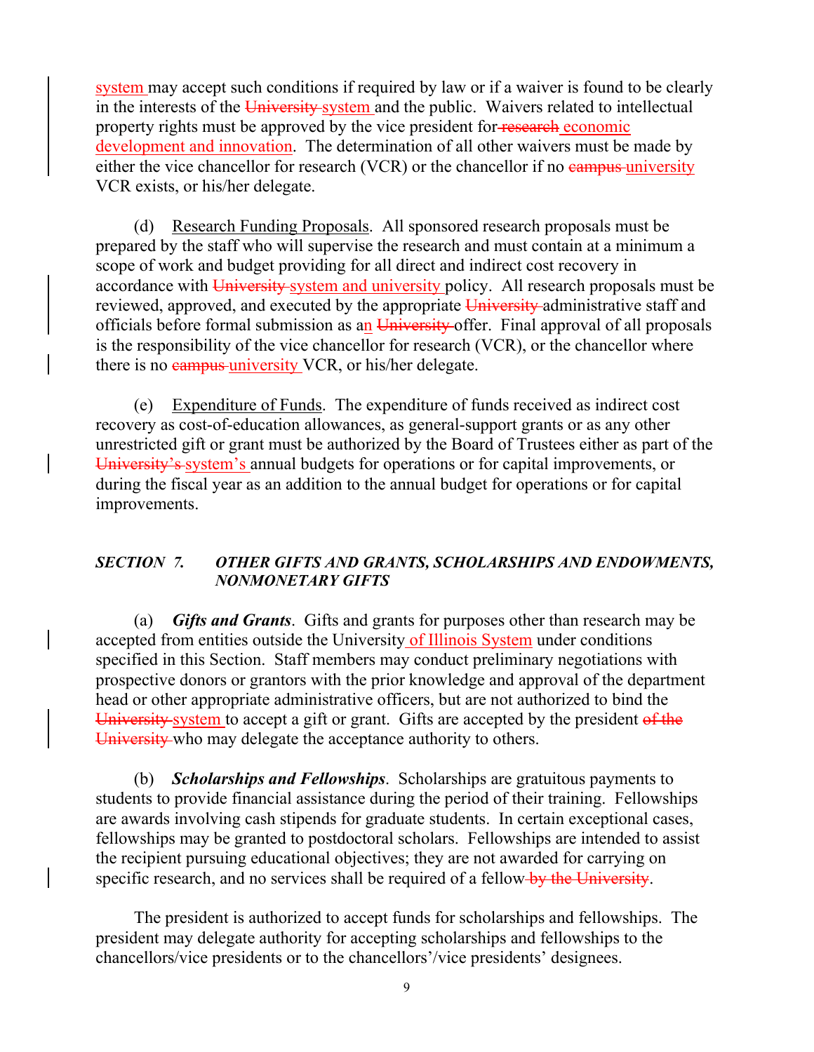system may accept such conditions if required by law or if a waiver is found to be clearly in the interests of the ~~University~~ system and the public. Waivers related to intellectual property rights must be approved by the vice president for ~~research~~ economic development and innovation. The determination of all other waivers must be made by either the vice chancellor for research (VCR) or the chancellor if no ~~campus~~ university VCR exists, or his/her delegate.

(d) Research Funding Proposals. All sponsored research proposals must be prepared by the staff who will supervise the research and must contain at a minimum a scope of work and budget providing for all direct and indirect cost recovery in accordance with ~~University~~ system and university policy. All research proposals must be reviewed, approved, and executed by the appropriate ~~University~~ administrative staff and officials before formal submission as an ~~University~~ offer. Final approval of all proposals is the responsibility of the vice chancellor for research (VCR), or the chancellor where there is no ~~campus~~ university VCR, or his/her delegate.

(e) Expenditure of Funds. The expenditure of funds received as indirect cost recovery as cost-of-education allowances, as general-support grants or as any other unrestricted gift or grant must be authorized by the Board of Trustees either as part of the ~~University's~~ system's annual budgets for operations or for capital improvements, or during the fiscal year as an addition to the annual budget for operations or for capital improvements.

### *SECTION 7. OTHER GIFTS AND GRANTS, SCHOLARSHIPS AND ENDOWMENTS, NONMONETARY GIFTS*

(a) ***Gifts and Grants***. Gifts and grants for purposes other than research may be accepted from entities outside the University of Illinois System under conditions specified in this Section. Staff members may conduct preliminary negotiations with prospective donors or grantors with the prior knowledge and approval of the department head or other appropriate administrative officers, but are not authorized to bind the ~~University~~ system to accept a gift or grant. Gifts are accepted by the president ~~of the University~~ who may delegate the acceptance authority to others.

(b) ***Scholarships and Fellowships***. Scholarships are gratuitous payments to students to provide financial assistance during the period of their training. Fellowships are awards involving cash stipends for graduate students. In certain exceptional cases, fellowships may be granted to postdoctoral scholars. Fellowships are intended to assist the recipient pursuing educational objectives; they are not awarded for carrying on specific research, and no services shall be required of a fellow ~~by the University~~.

The president is authorized to accept funds for scholarships and fellowships. The president may delegate authority for accepting scholarships and fellowships to the chancellors/vice presidents or to the chancellors'/vice presidents' designees.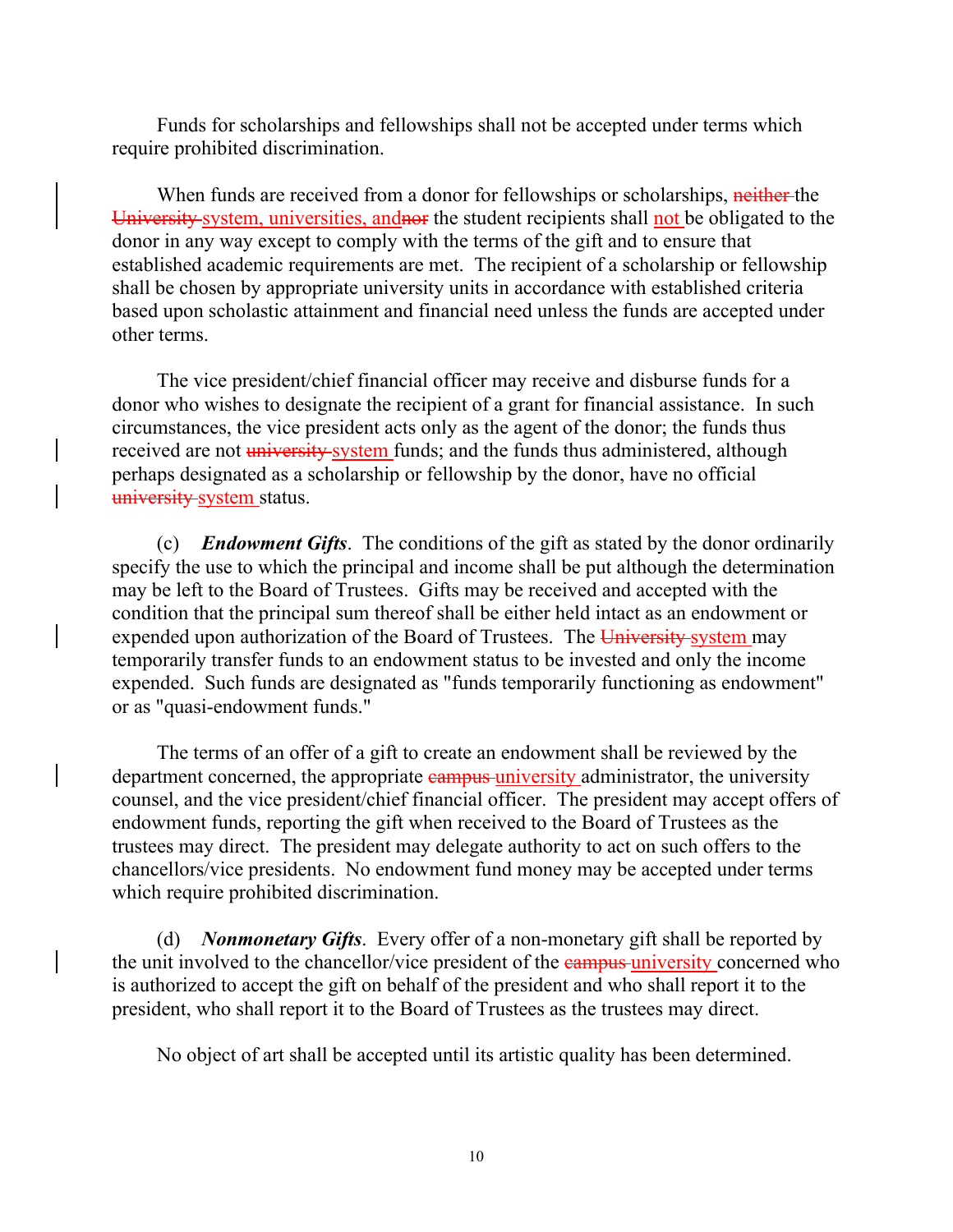Funds for scholarships and fellowships shall not be accepted under terms which require prohibited discrimination.

When funds are received from a donor for fellowships or scholarships, ~~neither~~ the ~~University~~ <ins>system, universities, and</ins>~~nor~~ the student recipients shall <ins>not</ins> be obligated to the donor in any way except to comply with the terms of the gift and to ensure that established academic requirements are met. The recipient of a scholarship or fellowship shall be chosen by appropriate university units in accordance with established criteria based upon scholastic attainment and financial need unless the funds are accepted under other terms.

The vice president/chief financial officer may receive and disburse funds for a donor who wishes to designate the recipient of a grant for financial assistance. In such circumstances, the vice president acts only as the agent of the donor; the funds thus received are not ~~university~~ <ins>system</ins> funds; and the funds thus administered, although perhaps designated as a scholarship or fellowship by the donor, have no official ~~university~~ <ins>system</ins> status.

(c) ***Endowment Gifts***. The conditions of the gift as stated by the donor ordinarily specify the use to which the principal and income shall be put although the determination may be left to the Board of Trustees. Gifts may be received and accepted with the condition that the principal sum thereof shall be either held intact as an endowment or expended upon authorization of the Board of Trustees. The ~~University~~ <ins>system</ins> may temporarily transfer funds to an endowment status to be invested and only the income expended. Such funds are designated as "funds temporarily functioning as endowment" or as "quasi-endowment funds."

The terms of an offer of a gift to create an endowment shall be reviewed by the department concerned, the appropriate ~~campus~~ <ins>university</ins> administrator, the university counsel, and the vice president/chief financial officer. The president may accept offers of endowment funds, reporting the gift when received to the Board of Trustees as the trustees may direct. The president may delegate authority to act on such offers to the chancellors/vice presidents. No endowment fund money may be accepted under terms which require prohibited discrimination.

(d) ***Nonmonetary Gifts***. Every offer of a non-monetary gift shall be reported by the unit involved to the chancellor/vice president of the ~~campus~~ <ins>university</ins> concerned who is authorized to accept the gift on behalf of the president and who shall report it to the president, who shall report it to the Board of Trustees as the trustees may direct.

No object of art shall be accepted until its artistic quality has been determined.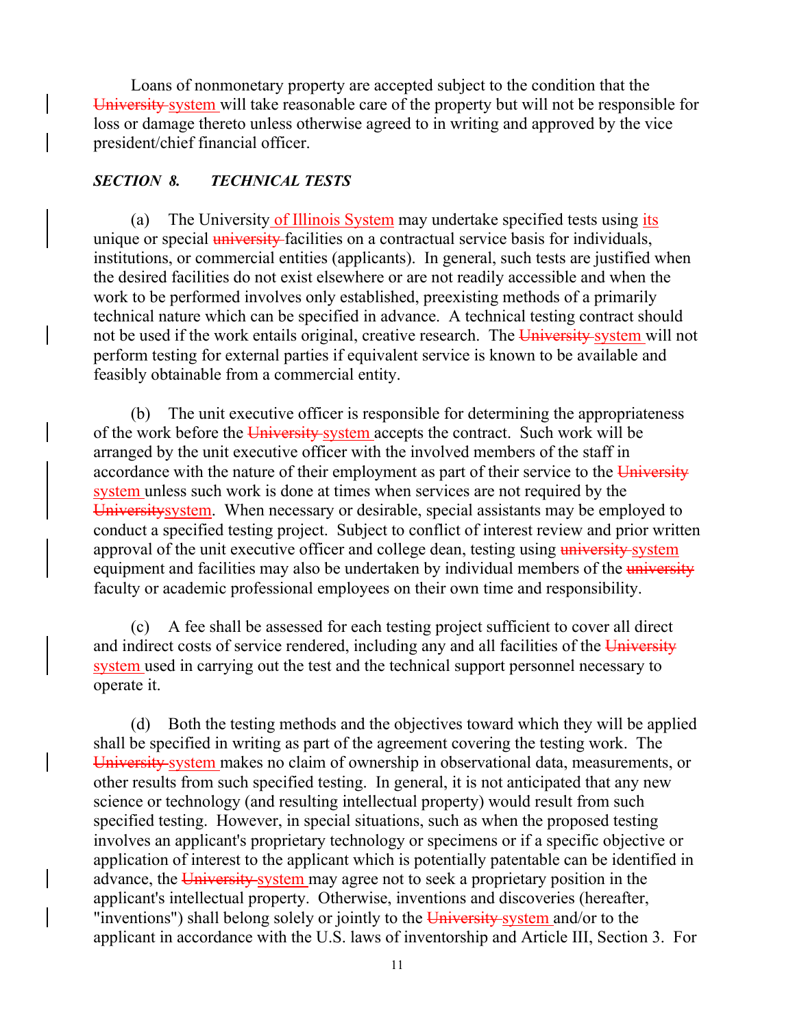Loans of nonmonetary property are accepted subject to the condition that the ~~University~~ system will take reasonable care of the property but will not be responsible for loss or damage thereto unless otherwise agreed to in writing and approved by the vice president/chief financial officer.

***SECTION 8. TECHNICAL TESTS***

(a) The University of Illinois System may undertake specified tests using its unique or special ~~university~~ facilities on a contractual service basis for individuals, institutions, or commercial entities (applicants). In general, such tests are justified when the desired facilities do not exist elsewhere or are not readily accessible and when the work to be performed involves only established, preexisting methods of a primarily technical nature which can be specified in advance. A technical testing contract should not be used if the work entails original, creative research. The ~~University~~ system will not perform testing for external parties if equivalent service is known to be available and feasibly obtainable from a commercial entity.

(b) The unit executive officer is responsible for determining the appropriateness of the work before the ~~University~~ system accepts the contract. Such work will be arranged by the unit executive officer with the involved members of the staff in accordance with the nature of their employment as part of their service to the ~~University~~ system unless such work is done at times when services are not required by the ~~University~~system. When necessary or desirable, special assistants may be employed to conduct a specified testing project. Subject to conflict of interest review and prior written approval of the unit executive officer and college dean, testing using ~~university~~ system equipment and facilities may also be undertaken by individual members of the ~~university~~ faculty or academic professional employees on their own time and responsibility.

(c) A fee shall be assessed for each testing project sufficient to cover all direct and indirect costs of service rendered, including any and all facilities of the ~~University~~ system used in carrying out the test and the technical support personnel necessary to operate it.

(d) Both the testing methods and the objectives toward which they will be applied shall be specified in writing as part of the agreement covering the testing work. The ~~University~~ system makes no claim of ownership in observational data, measurements, or other results from such specified testing. In general, it is not anticipated that any new science or technology (and resulting intellectual property) would result from such specified testing. However, in special situations, such as when the proposed testing involves an applicant's proprietary technology or specimens or if a specific objective or application of interest to the applicant which is potentially patentable can be identified in advance, the ~~University~~ system may agree not to seek a proprietary position in the applicant's intellectual property. Otherwise, inventions and discoveries (hereafter, "inventions") shall belong solely or jointly to the ~~University~~ system and/or to the applicant in accordance with the U.S. laws of inventorship and Article III, Section 3. For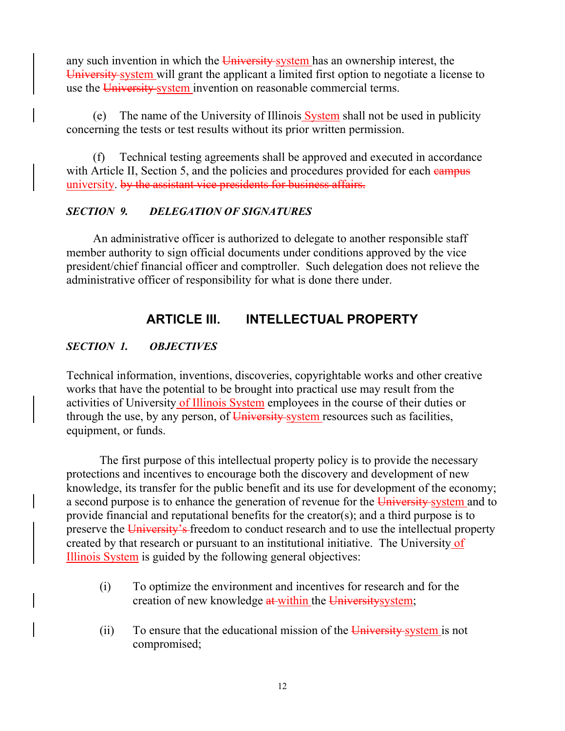any such invention in which the ~~University~~ system has an ownership interest, the ~~University~~ system will grant the applicant a limited first option to negotiate a license to use the ~~University~~ system invention on reasonable commercial terms.

(e) The name of the University of Illinois System shall not be used in publicity concerning the tests or test results without its prior written permission.

(f) Technical testing agreements shall be approved and executed in accordance with Article II, Section 5, and the policies and procedures provided for each ~~campus~~ university. ~~by the assistant vice presidents for business affairs.~~

### *SECTION 9. DELEGATION OF SIGNATURES*

An administrative officer is authorized to delegate to another responsible staff member authority to sign official documents under conditions approved by the vice president/chief financial officer and comptroller. Such delegation does not relieve the administrative officer of responsibility for what is done there under.

## ARTICLE III. INTELLECTUAL PROPERTY

### *SECTION 1. OBJECTIVES*

Technical information, inventions, discoveries, copyrightable works and other creative works that have the potential to be brought into practical use may result from the activities of University of Illinois System employees in the course of their duties or through the use, by any person, of ~~University~~ system resources such as facilities, equipment, or funds.

The first purpose of this intellectual property policy is to provide the necessary protections and incentives to encourage both the discovery and development of new knowledge, its transfer for the public benefit and its use for development of the economy; a second purpose is to enhance the generation of revenue for the ~~University~~ system and to provide financial and reputational benefits for the creator(s); and a third purpose is to preserve the ~~University's~~ freedom to conduct research and to use the intellectual property created by that research or pursuant to an institutional initiative. The University of Illinois System is guided by the following general objectives:

(i) To optimize the environment and incentives for research and for the creation of new knowledge ~~at~~ within the ~~University~~system;

(ii) To ensure that the educational mission of the ~~University~~ system is not compromised;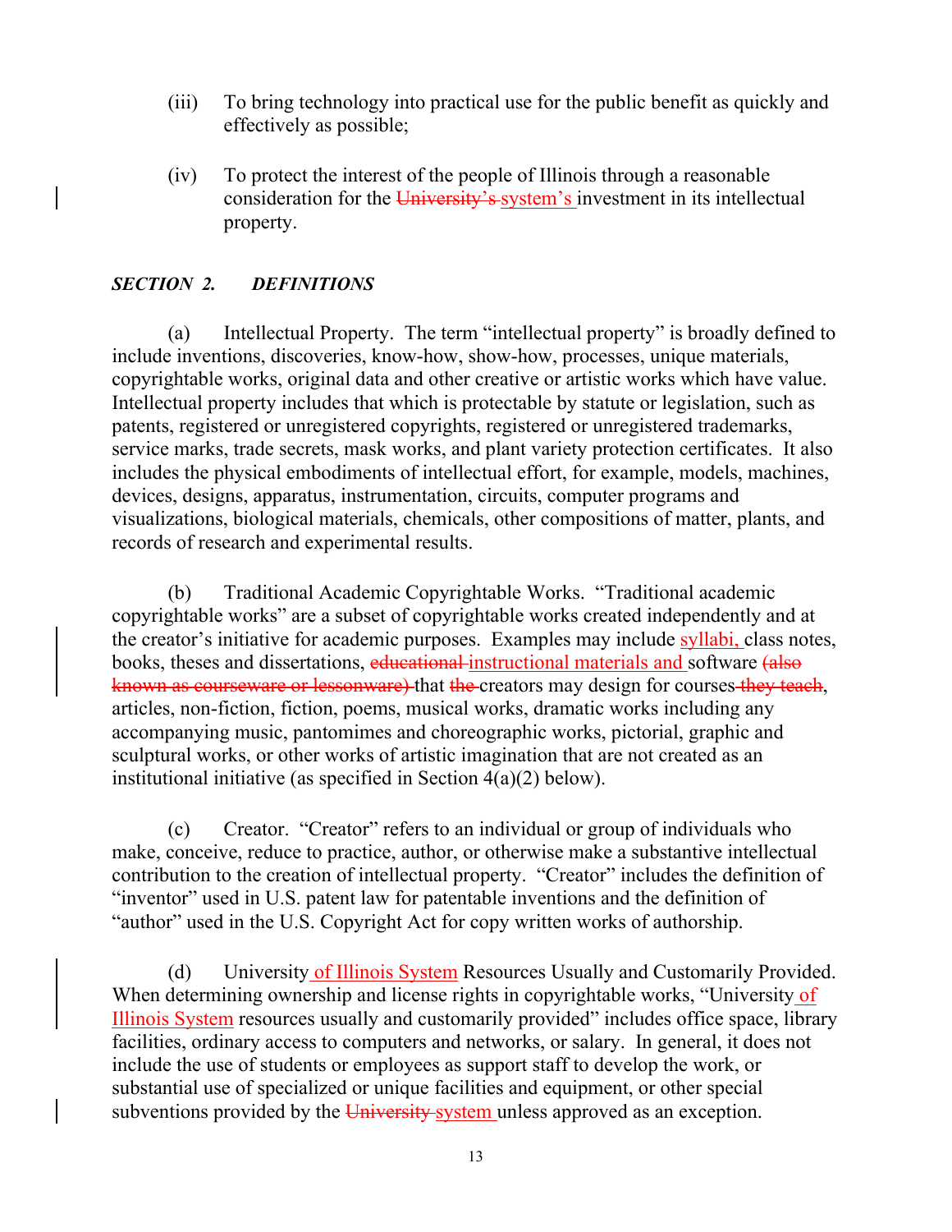(iii) To bring technology into practical use for the public benefit as quickly and effectively as possible;

(iv) To protect the interest of the people of Illinois through a reasonable consideration for the ~~University's~~ system's investment in its intellectual property.

### *SECTION 2. DEFINITIONS*

(a) Intellectual Property. The term "intellectual property" is broadly defined to include inventions, discoveries, know-how, show-how, processes, unique materials, copyrightable works, original data and other creative or artistic works which have value. Intellectual property includes that which is protectable by statute or legislation, such as patents, registered or unregistered copyrights, registered or unregistered trademarks, service marks, trade secrets, mask works, and plant variety protection certificates. It also includes the physical embodiments of intellectual effort, for example, models, machines, devices, designs, apparatus, instrumentation, circuits, computer programs and visualizations, biological materials, chemicals, other compositions of matter, plants, and records of research and experimental results.

(b) Traditional Academic Copyrightable Works. "Traditional academic copyrightable works" are a subset of copyrightable works created independently and at the creator's initiative for academic purposes. Examples may include syllabi, class notes, books, theses and dissertations, ~~educational~~ instructional materials and software ~~(also known as courseware or lessonware)~~ that ~~the~~ creators may design for courses ~~they teach~~, articles, non-fiction, fiction, poems, musical works, dramatic works including any accompanying music, pantomimes and choreographic works, pictorial, graphic and sculptural works, or other works of artistic imagination that are not created as an institutional initiative (as specified in Section 4(a)(2) below).

(c) Creator. "Creator" refers to an individual or group of individuals who make, conceive, reduce to practice, author, or otherwise make a substantive intellectual contribution to the creation of intellectual property. "Creator" includes the definition of "inventor" used in U.S. patent law for patentable inventions and the definition of "author" used in the U.S. Copyright Act for copy written works of authorship.

(d) University of Illinois System Resources Usually and Customarily Provided. When determining ownership and license rights in copyrightable works, "University of Illinois System resources usually and customarily provided" includes office space, library facilities, ordinary access to computers and networks, or salary. In general, it does not include the use of students or employees as support staff to develop the work, or substantial use of specialized or unique facilities and equipment, or other special subventions provided by the ~~University~~ system unless approved as an exception.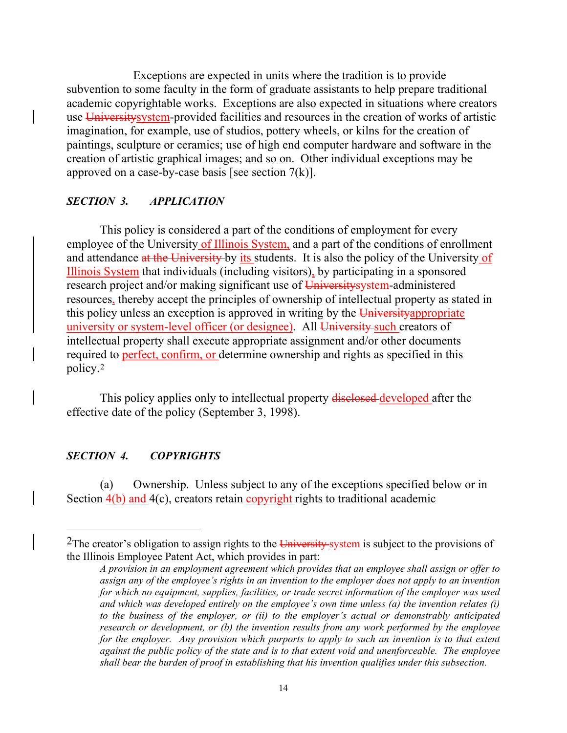Exceptions are expected in units where the tradition is to provide subvention to some faculty in the form of graduate assistants to help prepare traditional academic copyrightable works. Exceptions are also expected in situations where creators use ~~University~~system-provided facilities and resources in the creation of works of artistic imagination, for example, use of studios, pottery wheels, or kilns for the creation of paintings, sculpture or ceramics; use of high end computer hardware and software in the creation of artistic graphical images; and so on. Other individual exceptions may be approved on a case-by-case basis [see section 7(k)].

### *SECTION 3. APPLICATION*

This policy is considered a part of the conditions of employment for every employee of the University of Illinois System, and a part of the conditions of enrollment and attendance ~~at the University~~ by its students. It is also the policy of the University of Illinois System that individuals (including visitors), by participating in a sponsored research project and/or making significant use of ~~University~~system-administered resources, thereby accept the principles of ownership of intellectual property as stated in this policy unless an exception is approved in writing by the ~~University~~appropriate university or system-level officer (or designee). All ~~University~~ such creators of intellectual property shall execute appropriate assignment and/or other documents required to perfect, confirm, or determine ownership and rights as specified in this policy.[2]

This policy applies only to intellectual property ~~disclosed~~ developed after the effective date of the policy (September 3, 1998).

### *SECTION 4. COPYRIGHTS*

(a) Ownership. Unless subject to any of the exceptions specified below or in Section 4(b) and 4(c), creators retain copyright rights to traditional academic

---

[2] The creator's obligation to assign rights to the ~~University~~ system is subject to the provisions of the Illinois Employee Patent Act, which provides in part:

> *A provision in an employment agreement which provides that an employee shall assign or offer to assign any of the employee's rights in an invention to the employer does not apply to an invention for which no equipment, supplies, facilities, or trade secret information of the employer was used and which was developed entirely on the employee's own time unless (a) the invention relates (i) to the business of the employer, or (ii) to the employer's actual or demonstrably anticipated research or development, or (b) the invention results from any work performed by the employee for the employer. Any provision which purports to apply to such an invention is to that extent against the public policy of the state and is to that extent void and unenforceable. The employee shall bear the burden of proof in establishing that his invention qualifies under this subsection.*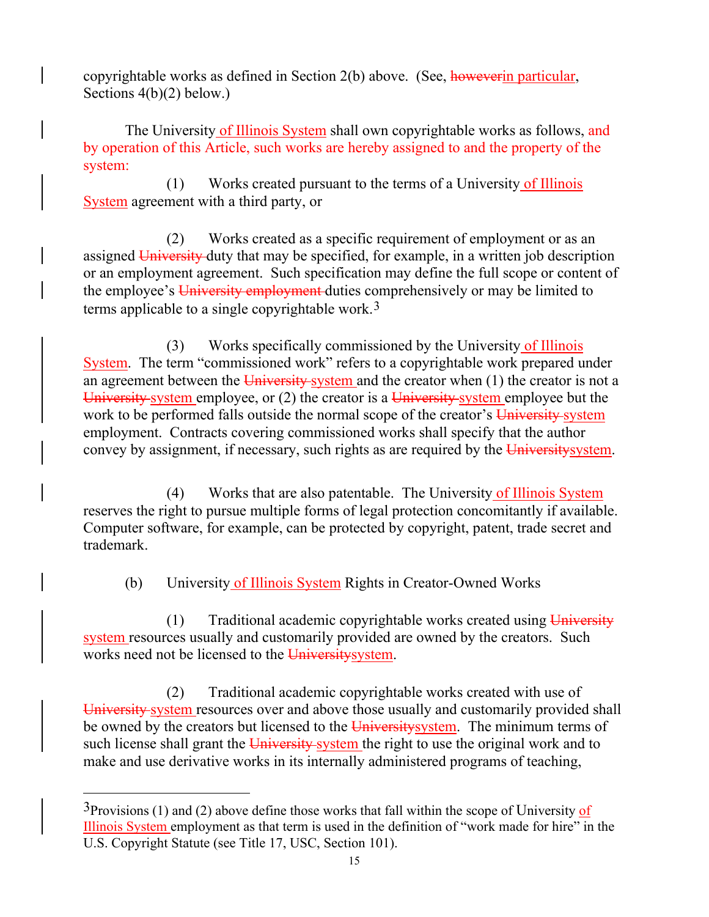copyrightable works as defined in Section 2(b) above. (See, ~~however~~in particular, Sections 4(b)(2) below.)

The University of Illinois System shall own copyrightable works as follows, and by operation of this Article, such works are hereby assigned to and the property of the system:

(1) Works created pursuant to the terms of a University of Illinois System agreement with a third party, or

(2) Works created as a specific requirement of employment or as an assigned ~~University~~ duty that may be specified, for example, in a written job description or an employment agreement. Such specification may define the full scope or content of the employee's ~~University employment~~ duties comprehensively or may be limited to terms applicable to a single copyrightable work.[3]

(3) Works specifically commissioned by the University of Illinois System. The term "commissioned work" refers to a copyrightable work prepared under an agreement between the ~~University~~ system and the creator when (1) the creator is not a ~~University~~ system employee, or (2) the creator is a ~~University~~ system employee but the work to be performed falls outside the normal scope of the creator's ~~University~~ system employment. Contracts covering commissioned works shall specify that the author convey by assignment, if necessary, such rights as are required by the ~~University~~system.

(4) Works that are also patentable. The University of Illinois System reserves the right to pursue multiple forms of legal protection concomitantly if available. Computer software, for example, can be protected by copyright, patent, trade secret and trademark.

(b) University of Illinois System Rights in Creator-Owned Works

(1) Traditional academic copyrightable works created using ~~University~~ system resources usually and customarily provided are owned by the creators. Such works need not be licensed to the ~~University~~system.

(2) Traditional academic copyrightable works created with use of ~~University~~ system resources over and above those usually and customarily provided shall be owned by the creators but licensed to the ~~University~~system. The minimum terms of such license shall grant the ~~University~~ system the right to use the original work and to make and use derivative works in its internally administered programs of teaching,

---

[3] Provisions (1) and (2) above define those works that fall within the scope of University of Illinois System employment as that term is used in the definition of "work made for hire" in the U.S. Copyright Statute (see Title 17, USC, Section 101).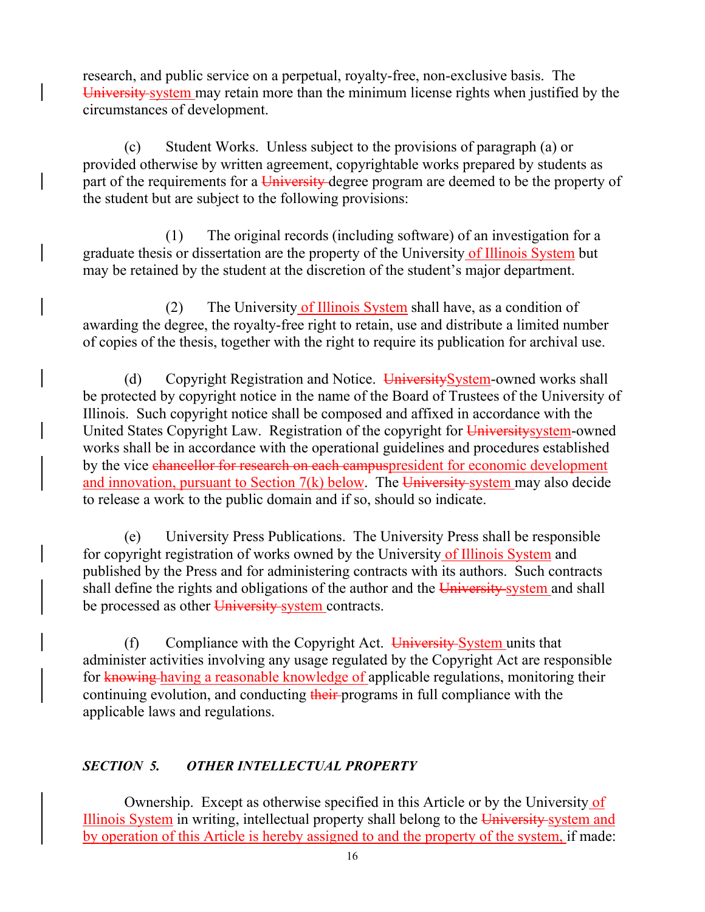research, and public service on a perpetual, royalty-free, non-exclusive basis. The ~~University~~ system may retain more than the minimum license rights when justified by the circumstances of development.

(c) Student Works. Unless subject to the provisions of paragraph (a) or provided otherwise by written agreement, copyrightable works prepared by students as part of the requirements for a ~~University~~ degree program are deemed to be the property of the student but are subject to the following provisions:

(1) The original records (including software) of an investigation for a graduate thesis or dissertation are the property of the University of Illinois System but may be retained by the student at the discretion of the student's major department.

(2) The University of Illinois System shall have, as a condition of awarding the degree, the royalty-free right to retain, use and distribute a limited number of copies of the thesis, together with the right to require its publication for archival use.

(d) Copyright Registration and Notice. ~~University~~System-owned works shall be protected by copyright notice in the name of the Board of Trustees of the University of Illinois. Such copyright notice shall be composed and affixed in accordance with the United States Copyright Law. Registration of the copyright for ~~University~~system-owned works shall be in accordance with the operational guidelines and procedures established by the vice ~~chancellor for research on each campus~~president for economic development and innovation, pursuant to Section 7(k) below. The ~~University~~ system may also decide to release a work to the public domain and if so, should so indicate.

(e) University Press Publications. The University Press shall be responsible for copyright registration of works owned by the University of Illinois System and published by the Press and for administering contracts with its authors. Such contracts shall define the rights and obligations of the author and the ~~University~~ system and shall be processed as other ~~University~~ system contracts.

(f) Compliance with the Copyright Act. ~~University~~ System units that administer activities involving any usage regulated by the Copyright Act are responsible for ~~knowing~~ having a reasonable knowledge of applicable regulations, monitoring their continuing evolution, and conducting ~~their~~ programs in full compliance with the applicable laws and regulations.

### *SECTION 5. OTHER INTELLECTUAL PROPERTY*

Ownership. Except as otherwise specified in this Article or by the University of Illinois System in writing, intellectual property shall belong to the ~~University~~ system and by operation of this Article is hereby assigned to and the property of the system, if made: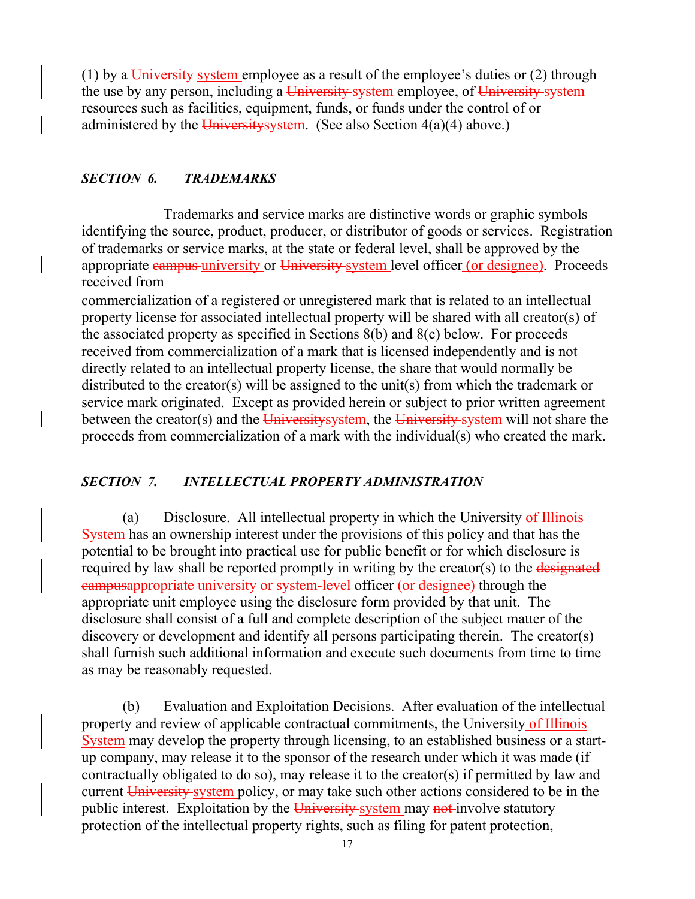(1) by a ~~University~~ system employee as a result of the employee's duties or (2) through the use by any person, including a ~~University~~ system employee, of ~~University~~ system resources such as facilities, equipment, funds, or funds under the control of or administered by the ~~University~~system. (See also Section 4(a)(4) above.)

### *SECTION 6. TRADEMARKS*

Trademarks and service marks are distinctive words or graphic symbols identifying the source, product, producer, or distributor of goods or services. Registration of trademarks or service marks, at the state or federal level, shall be approved by the appropriate ~~campus~~ university or ~~University~~ system level officer (or designee). Proceeds received from commercialization of a registered or unregistered mark that is related to an intellectual property license for associated intellectual property will be shared with all creator(s) of the associated property as specified in Sections 8(b) and 8(c) below. For proceeds received from commercialization of a mark that is licensed independently and is not directly related to an intellectual property license, the share that would normally be distributed to the creator(s) will be assigned to the unit(s) from which the trademark or service mark originated. Except as provided herein or subject to prior written agreement between the creator(s) and the ~~University~~system, the ~~University~~ system will not share the proceeds from commercialization of a mark with the individual(s) who created the mark.

### *SECTION 7. INTELLECTUAL PROPERTY ADMINISTRATION*

(a) Disclosure. All intellectual property in which the University of Illinois System has an ownership interest under the provisions of this policy and that has the potential to be brought into practical use for public benefit or for which disclosure is required by law shall be reported promptly in writing by the creator(s) to the ~~designated campus~~appropriate university or system-level officer (or designee) through the appropriate unit employee using the disclosure form provided by that unit. The disclosure shall consist of a full and complete description of the subject matter of the discovery or development and identify all persons participating therein. The creator(s) shall furnish such additional information and execute such documents from time to time as may be reasonably requested.

(b) Evaluation and Exploitation Decisions. After evaluation of the intellectual property and review of applicable contractual commitments, the University of Illinois System may develop the property through licensing, to an established business or a start-up company, may release it to the sponsor of the research under which it was made (if contractually obligated to do so), may release it to the creator(s) if permitted by law and current ~~University~~ system policy, or may take such other actions considered to be in the public interest. Exploitation by the ~~University~~ system may ~~not~~ involve statutory protection of the intellectual property rights, such as filing for patent protection,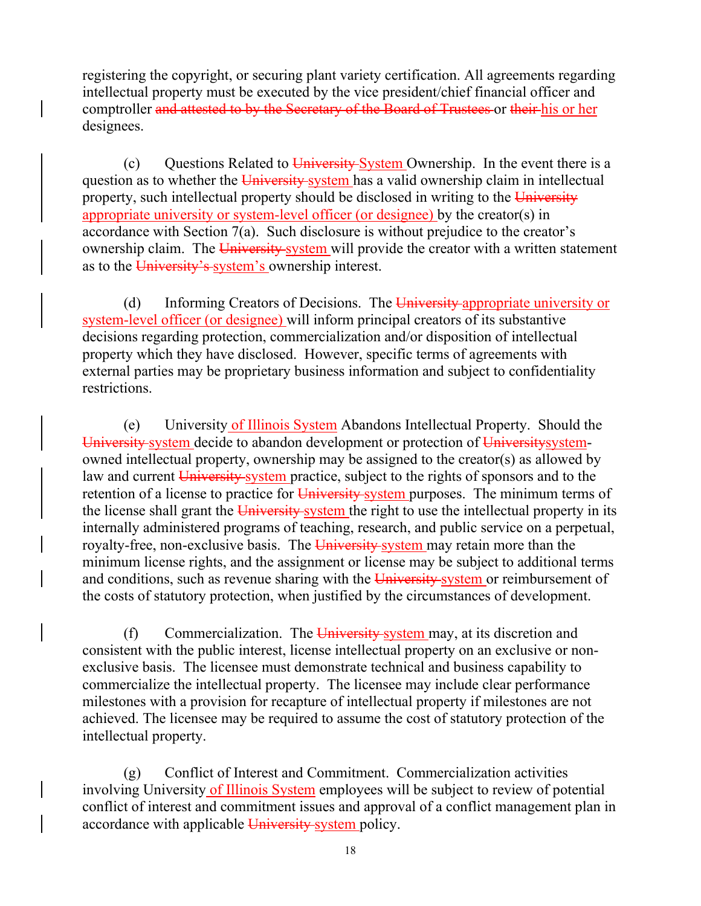registering the copyright, or securing plant variety certification. All agreements regarding intellectual property must be executed by the vice president/chief financial officer and comptroller ~~and attested to by the Secretary of the Board of Trustees~~ or ~~their~~ his or her designees.

(c) Questions Related to ~~University~~ System Ownership. In the event there is a question as to whether the ~~University~~ system has a valid ownership claim in intellectual property, such intellectual property should be disclosed in writing to the ~~University~~ appropriate university or system-level officer (or designee) by the creator(s) in accordance with Section 7(a). Such disclosure is without prejudice to the creator's ownership claim. The ~~University~~ system will provide the creator with a written statement as to the ~~University's~~ system's ownership interest.

(d) Informing Creators of Decisions. The ~~University~~ appropriate university or system-level officer (or designee) will inform principal creators of its substantive decisions regarding protection, commercialization and/or disposition of intellectual property which they have disclosed. However, specific terms of agreements with external parties may be proprietary business information and subject to confidentiality restrictions.

(e) University of Illinois System Abandons Intellectual Property. Should the ~~University~~ system decide to abandon development or protection of ~~University~~system-owned intellectual property, ownership may be assigned to the creator(s) as allowed by law and current ~~University~~ system practice, subject to the rights of sponsors and to the retention of a license to practice for ~~University~~ system purposes. The minimum terms of the license shall grant the ~~University~~ system the right to use the intellectual property in its internally administered programs of teaching, research, and public service on a perpetual, royalty-free, non-exclusive basis. The ~~University~~ system may retain more than the minimum license rights, and the assignment or license may be subject to additional terms and conditions, such as revenue sharing with the ~~University~~ system or reimbursement of the costs of statutory protection, when justified by the circumstances of development.

(f) Commercialization. The ~~University~~ system may, at its discretion and consistent with the public interest, license intellectual property on an exclusive or non-exclusive basis. The licensee must demonstrate technical and business capability to commercialize the intellectual property. The licensee may include clear performance milestones with a provision for recapture of intellectual property if milestones are not achieved. The licensee may be required to assume the cost of statutory protection of the intellectual property.

(g) Conflict of Interest and Commitment. Commercialization activities involving University of Illinois System employees will be subject to review of potential conflict of interest and commitment issues and approval of a conflict management plan in accordance with applicable ~~University~~ system policy.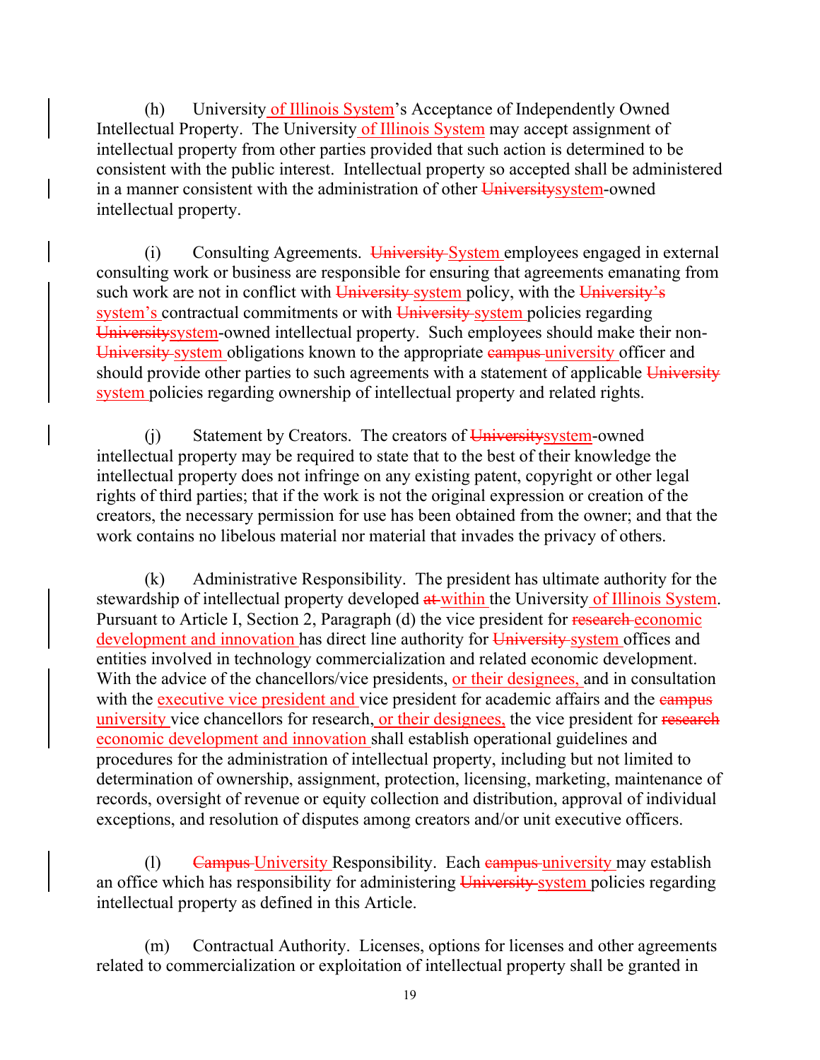(h) University of Illinois System's Acceptance of Independently Owned Intellectual Property. The University of Illinois System may accept assignment of intellectual property from other parties provided that such action is determined to be consistent with the public interest. Intellectual property so accepted shall be administered in a manner consistent with the administration of other ~~University~~system-owned intellectual property.

(i) Consulting Agreements. ~~University~~ System employees engaged in external consulting work or business are responsible for ensuring that agreements emanating from such work are not in conflict with ~~University~~ system policy, with the ~~University's~~ system's contractual commitments or with ~~University~~ system policies regarding ~~University~~system-owned intellectual property. Such employees should make their non-~~University~~ system obligations known to the appropriate ~~campus~~ university officer and should provide other parties to such agreements with a statement of applicable ~~University~~ system policies regarding ownership of intellectual property and related rights.

(j) Statement by Creators. The creators of ~~University~~system-owned intellectual property may be required to state that to the best of their knowledge the intellectual property does not infringe on any existing patent, copyright or other legal rights of third parties; that if the work is not the original expression or creation of the creators, the necessary permission for use has been obtained from the owner; and that the work contains no libelous material nor material that invades the privacy of others.

(k) Administrative Responsibility. The president has ultimate authority for the stewardship of intellectual property developed ~~at~~ within the University of Illinois System. Pursuant to Article I, Section 2, Paragraph (d) the vice president for ~~research~~ economic development and innovation has direct line authority for ~~University~~ system offices and entities involved in technology commercialization and related economic development. With the advice of the chancellors/vice presidents, or their designees, and in consultation with the executive vice president and vice president for academic affairs and the ~~campus~~ university vice chancellors for research, or their designees, the vice president for ~~research~~ economic development and innovation shall establish operational guidelines and procedures for the administration of intellectual property, including but not limited to determination of ownership, assignment, protection, licensing, marketing, maintenance of records, oversight of revenue or equity collection and distribution, approval of individual exceptions, and resolution of disputes among creators and/or unit executive officers.

(l) ~~Campus~~ University Responsibility. Each ~~campus~~ university may establish an office which has responsibility for administering ~~University~~ system policies regarding intellectual property as defined in this Article.

(m) Contractual Authority. Licenses, options for licenses and other agreements related to commercialization or exploitation of intellectual property shall be granted in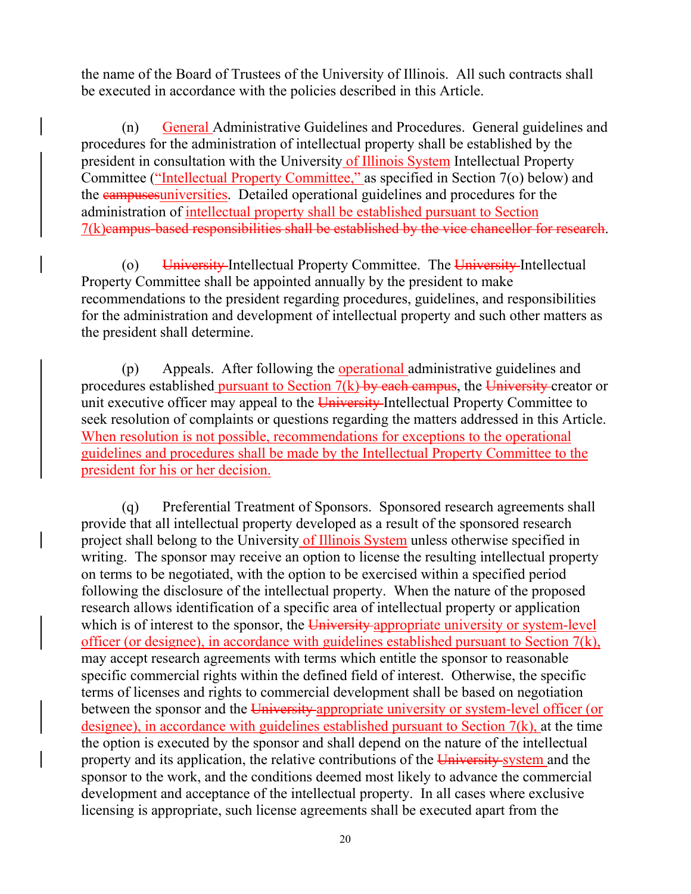the name of the Board of Trustees of the University of Illinois. All such contracts shall be executed in accordance with the policies described in this Article.

(n) <u>General</u> Administrative Guidelines and Procedures. General guidelines and procedures for the administration of intellectual property shall be established by the president in consultation with the University <u>of Illinois System</u> Intellectual Property Committee (<u>"Intellectual Property Committee,"</u> as specified in Section 7(o) below) and the ~~campuses~~<u>universities</u>. Detailed operational guidelines and procedures for the administration of <u>intellectual property shall be established pursuant to Section 7(k)</u>~~campus-based responsibilities shall be established by the vice chancellor for research~~.

(o) ~~University~~ Intellectual Property Committee. The ~~University~~ Intellectual Property Committee shall be appointed annually by the president to make recommendations to the president regarding procedures, guidelines, and responsibilities for the administration and development of intellectual property and such other matters as the president shall determine.

(p) Appeals. After following the <u>operational</u> administrative guidelines and procedures established <u>pursuant to Section 7(k)</u> ~~by each campus~~, the ~~University~~ creator or unit executive officer may appeal to the ~~University~~ Intellectual Property Committee to seek resolution of complaints or questions regarding the matters addressed in this Article. <u>When resolution is not possible, recommendations for exceptions to the operational guidelines and procedures shall be made by the Intellectual Property Committee to the president for his or her decision.</u>

(q) Preferential Treatment of Sponsors. Sponsored research agreements shall provide that all intellectual property developed as a result of the sponsored research project shall belong to the University <u>of Illinois System</u> unless otherwise specified in writing. The sponsor may receive an option to license the resulting intellectual property on terms to be negotiated, with the option to be exercised within a specified period following the disclosure of the intellectual property. When the nature of the proposed research allows identification of a specific area of intellectual property or application which is of interest to the sponsor, the ~~University~~ <u>appropriate university or system-level officer (or designee), in accordance with guidelines established pursuant to Section 7(k),</u> may accept research agreements with terms which entitle the sponsor to reasonable specific commercial rights within the defined field of interest. Otherwise, the specific terms of licenses and rights to commercial development shall be based on negotiation between the sponsor and the ~~University~~ <u>appropriate university or system-level officer (or designee), in accordance with guidelines established pursuant to Section 7(k),</u> at the time the option is executed by the sponsor and shall depend on the nature of the intellectual property and its application, the relative contributions of the ~~University~~ <u>system</u> and the sponsor to the work, and the conditions deemed most likely to advance the commercial development and acceptance of the intellectual property. In all cases where exclusive licensing is appropriate, such license agreements shall be executed apart from the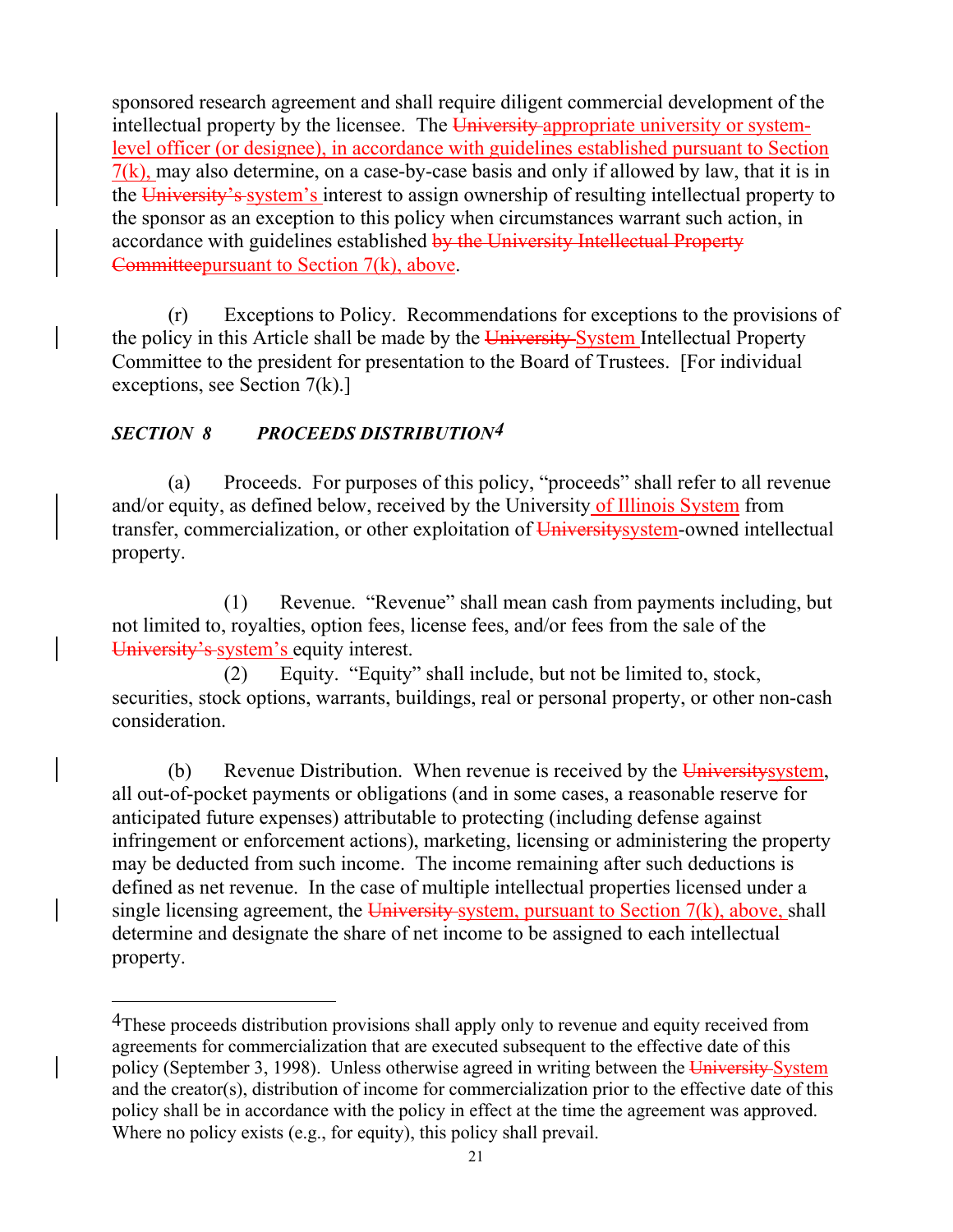sponsored research agreement and shall require diligent commercial development of the intellectual property by the licensee. The ~~University~~ appropriate university or system-level officer (or designee), in accordance with guidelines established pursuant to Section 7(k), may also determine, on a case-by-case basis and only if allowed by law, that it is in the ~~University's~~ system's interest to assign ownership of resulting intellectual property to the sponsor as an exception to this policy when circumstances warrant such action, in accordance with guidelines established ~~by the University Intellectual Property Committee~~pursuant to Section 7(k), above.

(r) Exceptions to Policy. Recommendations for exceptions to the provisions of the policy in this Article shall be made by the ~~University~~ System Intellectual Property Committee to the president for presentation to the Board of Trustees. [For individual exceptions, see Section 7(k).]

### *SECTION 8 PROCEEDS DISTRIBUTION*[4]

(a) Proceeds. For purposes of this policy, "proceeds" shall refer to all revenue and/or equity, as defined below, received by the University of Illinois System from transfer, commercialization, or other exploitation of ~~University~~system-owned intellectual property.

(1) Revenue. "Revenue" shall mean cash from payments including, but not limited to, royalties, option fees, license fees, and/or fees from the sale of the ~~University's~~ system's equity interest.

(2) Equity. "Equity" shall include, but not be limited to, stock, securities, stock options, warrants, buildings, real or personal property, or other non-cash consideration.

(b) Revenue Distribution. When revenue is received by the ~~University~~system, all out-of-pocket payments or obligations (and in some cases, a reasonable reserve for anticipated future expenses) attributable to protecting (including defense against infringement or enforcement actions), marketing, licensing or administering the property may be deducted from such income. The income remaining after such deductions is defined as net revenue. In the case of multiple intellectual properties licensed under a single licensing agreement, the ~~University~~ system, pursuant to Section 7(k), above, shall determine and designate the share of net income to be assigned to each intellectual property.

---

[4]These proceeds distribution provisions shall apply only to revenue and equity received from agreements for commercialization that are executed subsequent to the effective date of this policy (September 3, 1998). Unless otherwise agreed in writing between the ~~University~~ System and the creator(s), distribution of income for commercialization prior to the effective date of this policy shall be in accordance with the policy in effect at the time the agreement was approved. Where no policy exists (e.g., for equity), this policy shall prevail.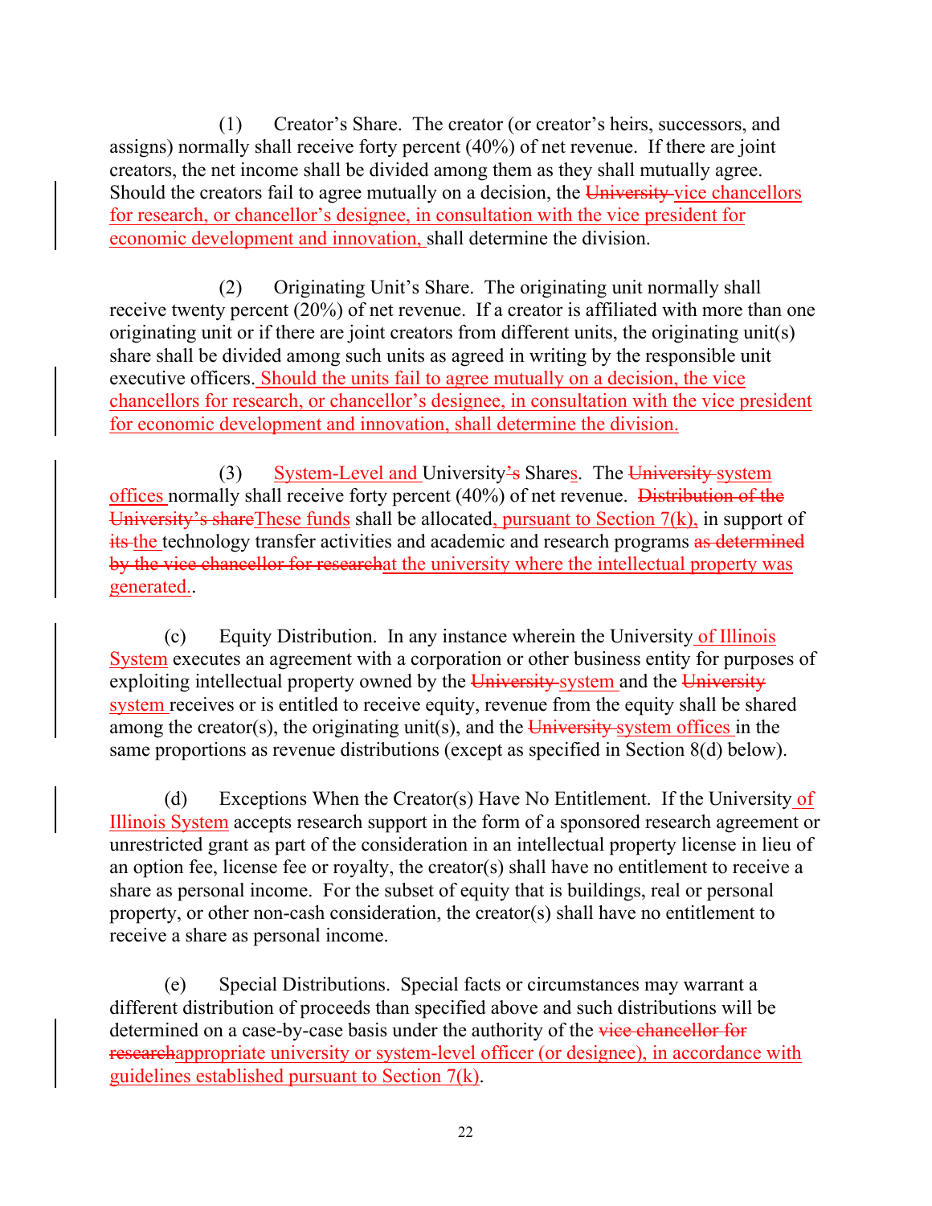(1) Creator's Share. The creator (or creator's heirs, successors, and assigns) normally shall receive forty percent (40%) of net revenue. If there are joint creators, the net income shall be divided among them as they shall mutually agree. Should the creators fail to agree mutually on a decision, the ~~University~~ vice chancellors for research, or chancellor's designee, in consultation with the vice president for economic development and innovation, shall determine the division.

(2) Originating Unit's Share. The originating unit normally shall receive twenty percent (20%) of net revenue. If a creator is affiliated with more than one originating unit or if there are joint creators from different units, the originating unit(s) share shall be divided among such units as agreed in writing by the responsible unit executive officers. Should the units fail to agree mutually on a decision, the vice chancellors for research, or chancellor's designee, in consultation with the vice president for economic development and innovation, shall determine the division.

(3) System-Level and University~~'s~~ Shares. The ~~University~~ system offices normally shall receive forty percent (40%) of net revenue. ~~Distribution of the University's share~~ These funds shall be allocated, pursuant to Section 7(k), in support of ~~its~~ the technology transfer activities and academic and research programs ~~as determined by the vice chancellor for research~~ at the university where the intellectual property was generated..

(c) Equity Distribution. In any instance wherein the University of Illinois System executes an agreement with a corporation or other business entity for purposes of exploiting intellectual property owned by the ~~University~~ system and the ~~University~~ system receives or is entitled to receive equity, revenue from the equity shall be shared among the creator(s), the originating unit(s), and the ~~University~~ system offices in the same proportions as revenue distributions (except as specified in Section 8(d) below).

(d) Exceptions When the Creator(s) Have No Entitlement. If the University of Illinois System accepts research support in the form of a sponsored research agreement or unrestricted grant as part of the consideration in an intellectual property license in lieu of an option fee, license fee or royalty, the creator(s) shall have no entitlement to receive a share as personal income. For the subset of equity that is buildings, real or personal property, or other non-cash consideration, the creator(s) shall have no entitlement to receive a share as personal income.

(e) Special Distributions. Special facts or circumstances may warrant a different distribution of proceeds than specified above and such distributions will be determined on a case-by-case basis under the authority of the ~~vice chancellor for research~~ appropriate university or system-level officer (or designee), in accordance with guidelines established pursuant to Section 7(k).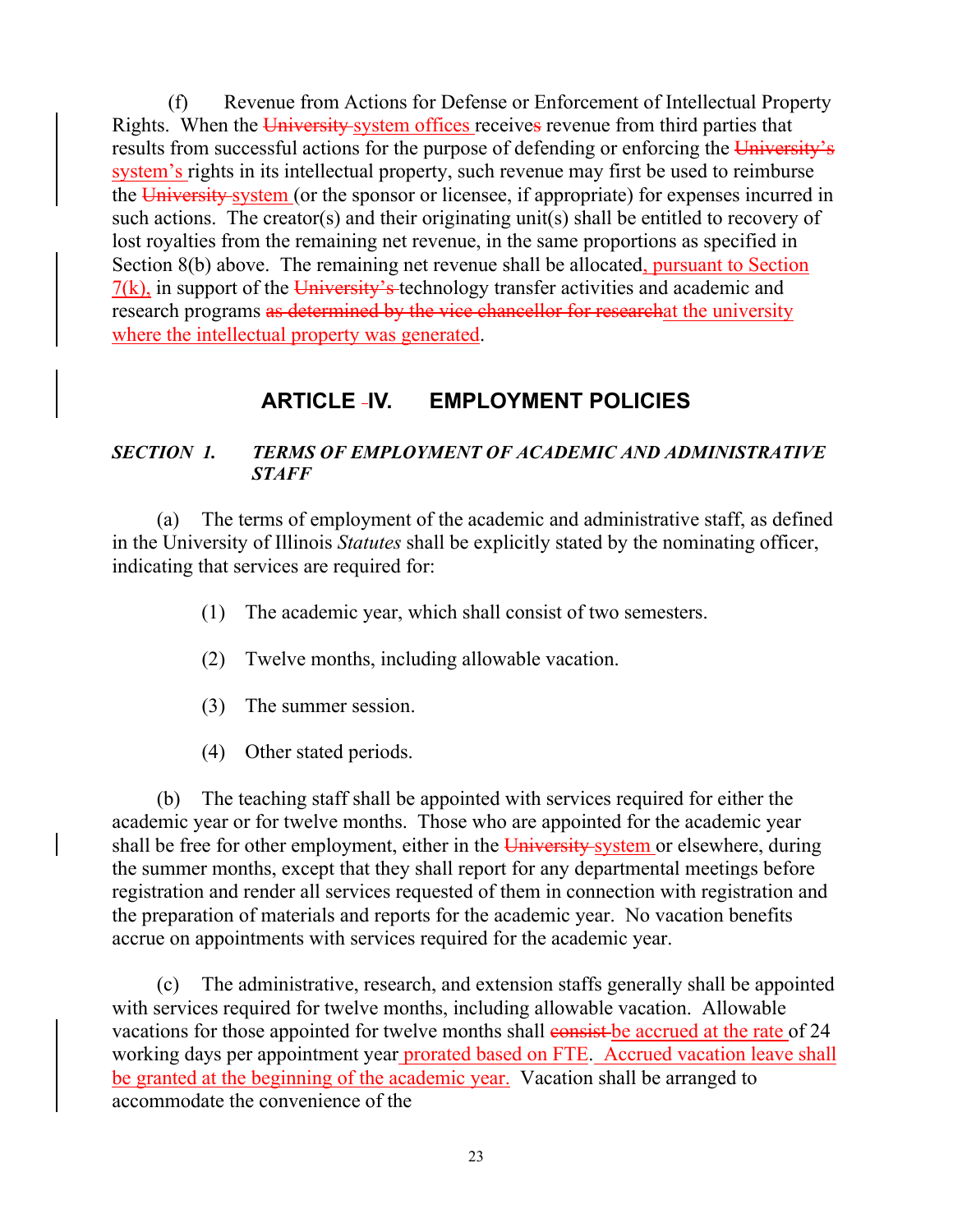(f) Revenue from Actions for Defense or Enforcement of Intellectual Property Rights. When the ~~University~~ <u>system offices</u> receive~~s~~ revenue from third parties that results from successful actions for the purpose of defending or enforcing the ~~University's~~ <u>system's</u> rights in its intellectual property, such revenue may first be used to reimburse the ~~University~~ <u>system</u> (or the sponsor or licensee, if appropriate) for expenses incurred in such actions. The creator(s) and their originating unit(s) shall be entitled to recovery of lost royalties from the remaining net revenue, in the same proportions as specified in Section 8(b) above. The remaining net revenue shall be allocated<u>, pursuant to Section 7(k),</u> in support of the ~~University's~~ technology transfer activities and academic and research programs ~~as determined by the vice chancellor for research~~<u>at the university where the intellectual property was generated</u>.

## ARTICLE IV. EMPLOYMENT POLICIES

### *SECTION 1. TERMS OF EMPLOYMENT OF ACADEMIC AND ADMINISTRATIVE STAFF*

(a) The terms of employment of the academic and administrative staff, as defined in the University of Illinois *Statutes* shall be explicitly stated by the nominating officer, indicating that services are required for:

(1) The academic year, which shall consist of two semesters.

(2) Twelve months, including allowable vacation.

(3) The summer session.

(4) Other stated periods.

(b) The teaching staff shall be appointed with services required for either the academic year or for twelve months. Those who are appointed for the academic year shall be free for other employment, either in the ~~University~~ <u>system</u> or elsewhere, during the summer months, except that they shall report for any departmental meetings before registration and render all services requested of them in connection with registration and the preparation of materials and reports for the academic year. No vacation benefits accrue on appointments with services required for the academic year.

(c) The administrative, research, and extension staffs generally shall be appointed with services required for twelve months, including allowable vacation. Allowable vacations for those appointed for twelve months shall ~~consist~~ <u>be accrued at the rate</u> of 24 working days per appointment year<u> prorated based on FTE</u>. <u>Accrued vacation leave shall be granted at the beginning of the academic year.</u> Vacation shall be arranged to accommodate the convenience of the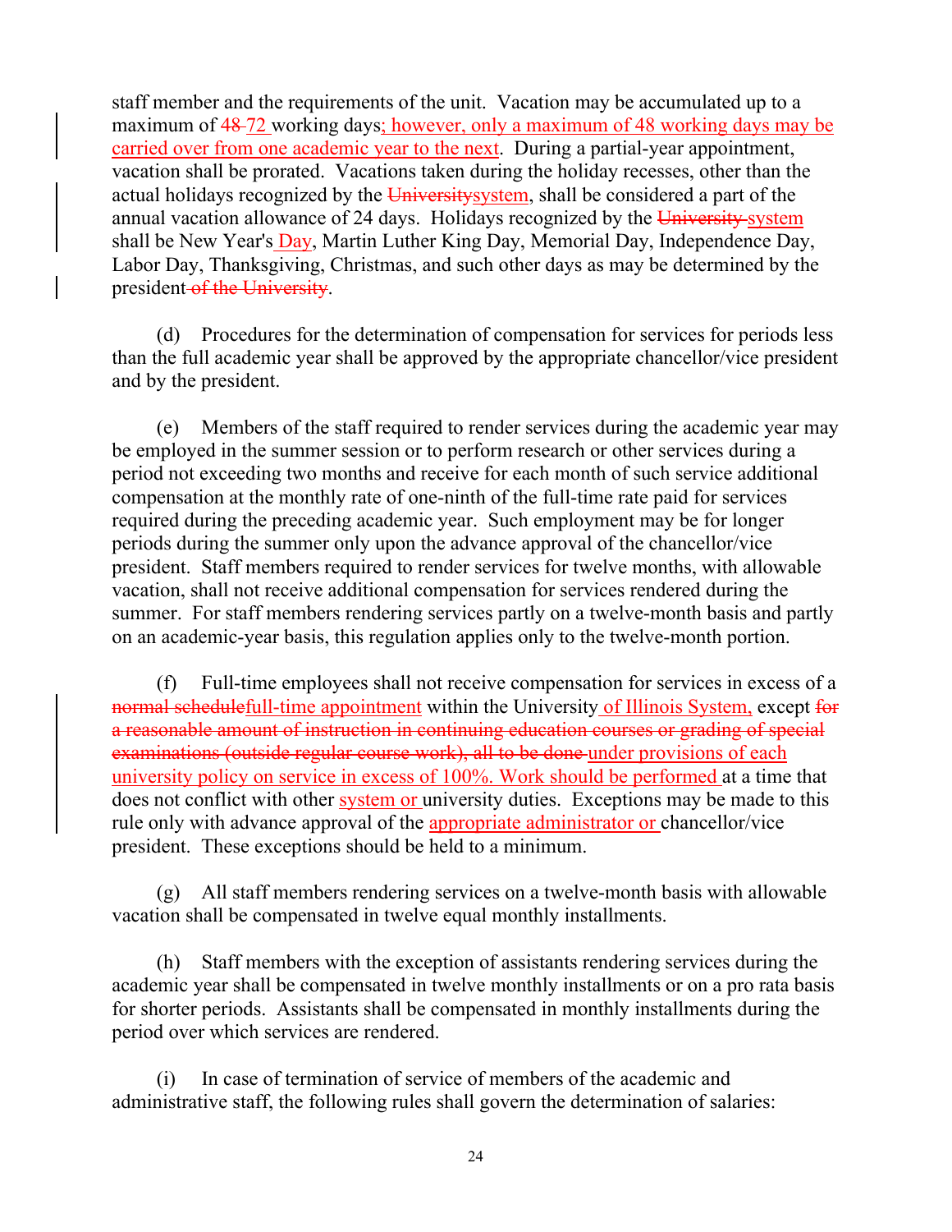staff member and the requirements of the unit. Vacation may be accumulated up to a maximum of ~~48~~ 72 working days; however, only a maximum of 48 working days may be carried over from one academic year to the next. During a partial-year appointment, vacation shall be prorated. Vacations taken during the holiday recesses, other than the actual holidays recognized by the ~~University~~system, shall be considered a part of the annual vacation allowance of 24 days. Holidays recognized by the ~~University~~ system shall be New Year's Day, Martin Luther King Day, Memorial Day, Independence Day, Labor Day, Thanksgiving, Christmas, and such other days as may be determined by the president ~~of the University~~.

(d) Procedures for the determination of compensation for services for periods less than the full academic year shall be approved by the appropriate chancellor/vice president and by the president.

(e) Members of the staff required to render services during the academic year may be employed in the summer session or to perform research or other services during a period not exceeding two months and receive for each month of such service additional compensation at the monthly rate of one-ninth of the full-time rate paid for services required during the preceding academic year. Such employment may be for longer periods during the summer only upon the advance approval of the chancellor/vice president. Staff members required to render services for twelve months, with allowable vacation, shall not receive additional compensation for services rendered during the summer. For staff members rendering services partly on a twelve-month basis and partly on an academic-year basis, this regulation applies only to the twelve-month portion.

(f) Full-time employees shall not receive compensation for services in excess of a ~~normal schedule~~full-time appointment within the University of Illinois System, except ~~for a reasonable amount of instruction in continuing education courses or grading of special examinations (outside regular course work), all to be done~~ under provisions of each university policy on service in excess of 100%. Work should be performed at a time that does not conflict with other system or university duties. Exceptions may be made to this rule only with advance approval of the appropriate administrator or chancellor/vice president. These exceptions should be held to a minimum.

(g) All staff members rendering services on a twelve-month basis with allowable vacation shall be compensated in twelve equal monthly installments.

(h) Staff members with the exception of assistants rendering services during the academic year shall be compensated in twelve monthly installments or on a pro rata basis for shorter periods. Assistants shall be compensated in monthly installments during the period over which services are rendered.

(i) In case of termination of service of members of the academic and administrative staff, the following rules shall govern the determination of salaries: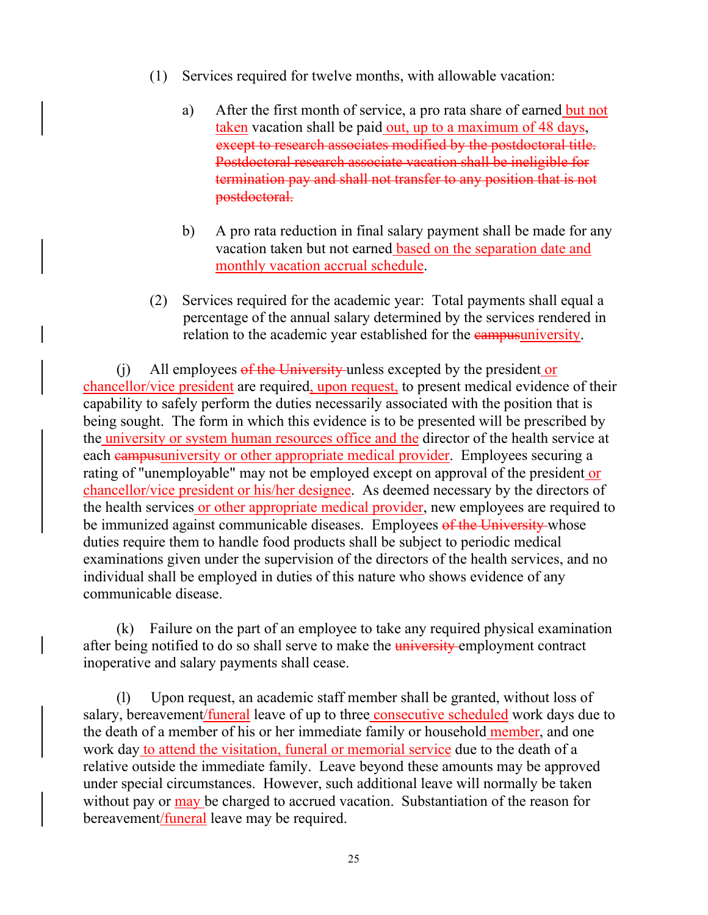(1) Services required for twelve months, with allowable vacation:

a) After the first month of service, a pro rata share of earned<ins> but not taken</ins> vacation shall be paid<ins> out, up to a maximum of 48 days</ins>, ~~except to research associates modified by the postdoctoral title. Postdoctoral research associate vacation shall be ineligible for termination pay and shall not transfer to any position that is not postdoctoral.~~

b) A pro rata reduction in final salary payment shall be made for any vacation taken but not earned<ins> based on the separation date and monthly vacation accrual schedule</ins>.

(2) Services required for the academic year: Total payments shall equal a percentage of the annual salary determined by the services rendered in relation to the academic year established for the ~~campus~~<ins>university</ins>.

(j) All employees ~~of the University~~ unless excepted by the president<ins> or chancellor/vice president</ins> are required<ins>, upon request,</ins> to present medical evidence of their capability to safely perform the duties necessarily associated with the position that is being sought. The form in which this evidence is to be presented will be prescribed by the<ins> university or system human resources office and the</ins> director of the health service at each ~~campus~~<ins>university or other appropriate medical provider</ins>. Employees securing a rating of "unemployable" may not be employed except on approval of the president<ins> or chancellor/vice president or his/her designee</ins>. As deemed necessary by the directors of the health services<ins> or other appropriate medical provider</ins>, new employees are required to be immunized against communicable diseases. Employees ~~of the University~~ whose duties require them to handle food products shall be subject to periodic medical examinations given under the supervision of the directors of the health services, and no individual shall be employed in duties of this nature who shows evidence of any communicable disease.

(k) Failure on the part of an employee to take any required physical examination after being notified to do so shall serve to make the ~~university~~ employment contract inoperative and salary payments shall cease.

(l) Upon request, an academic staff member shall be granted, without loss of salary, bereavement<ins>/funeral</ins> leave of up to three<ins> consecutive scheduled</ins> work days due to the death of a member of his or her immediate family or household<ins> member</ins>, and one work day<ins> to attend the visitation, funeral or memorial service</ins> due to the death of a relative outside the immediate family. Leave beyond these amounts may be approved under special circumstances. However, such additional leave will normally be taken without pay or <ins>may </ins>be charged to accrued vacation. Substantiation of the reason for bereavement<ins>/funeral</ins> leave may be required.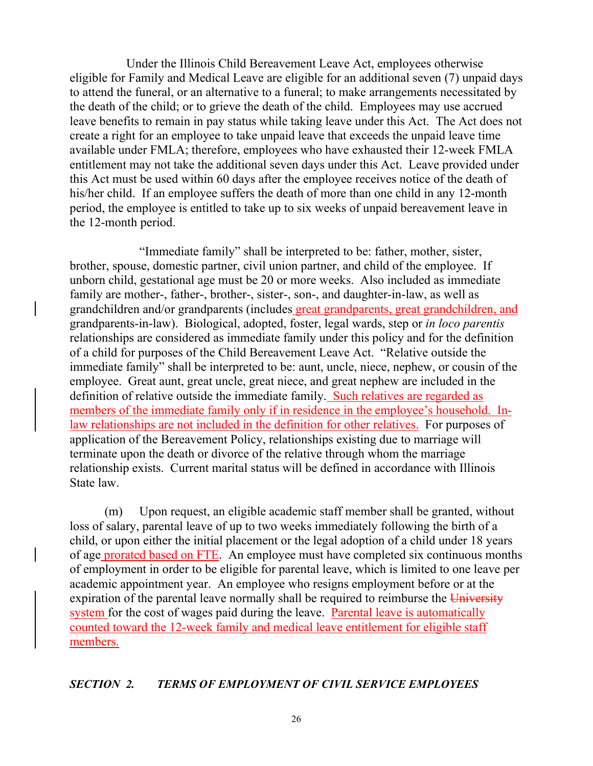Under the Illinois Child Bereavement Leave Act, employees otherwise eligible for Family and Medical Leave are eligible for an additional seven (7) unpaid days to attend the funeral, or an alternative to a funeral; to make arrangements necessitated by the death of the child; or to grieve the death of the child. Employees may use accrued leave benefits to remain in pay status while taking leave under this Act. The Act does not create a right for an employee to take unpaid leave that exceeds the unpaid leave time available under FMLA; therefore, employees who have exhausted their 12-week FMLA entitlement may not take the additional seven days under this Act. Leave provided under this Act must be used within 60 days after the employee receives notice of the death of his/her child. If an employee suffers the death of more than one child in any 12-month period, the employee is entitled to take up to six weeks of unpaid bereavement leave in the 12-month period.

"Immediate family" shall be interpreted to be: father, mother, sister, brother, spouse, domestic partner, civil union partner, and child of the employee. If unborn child, gestational age must be 20 or more weeks. Also included as immediate family are mother-, father-, brother-, sister-, son-, and daughter-in-law, as well as grandchildren and/or grandparents (includes great grandparents, great grandchildren, and grandparents-in-law). Biological, adopted, foster, legal wards, step or *in loco parentis* relationships are considered as immediate family under this policy and for the definition of a child for purposes of the Child Bereavement Leave Act. "Relative outside the immediate family" shall be interpreted to be: aunt, uncle, niece, nephew, or cousin of the employee. Great aunt, great uncle, great niece, and great nephew are included in the definition of relative outside the immediate family. Such relatives are regarded as members of the immediate family only if in residence in the employee's household. In-law relationships are not included in the definition for other relatives. For purposes of application of the Bereavement Policy, relationships existing due to marriage will terminate upon the death or divorce of the relative through whom the marriage relationship exists. Current marital status will be defined in accordance with Illinois State law.

(m) Upon request, an eligible academic staff member shall be granted, without loss of salary, parental leave of up to two weeks immediately following the birth of a child, or upon either the initial placement or the legal adoption of a child under 18 years of age prorated based on FTE. An employee must have completed six continuous months of employment in order to be eligible for parental leave, which is limited to one leave per academic appointment year. An employee who resigns employment before or at the expiration of the parental leave normally shall be required to reimburse the ~~University~~ system for the cost of wages paid during the leave. Parental leave is automatically counted toward the 12-week family and medical leave entitlement for eligible staff members.

***SECTION 2. TERMS OF EMPLOYMENT OF CIVIL SERVICE EMPLOYEES***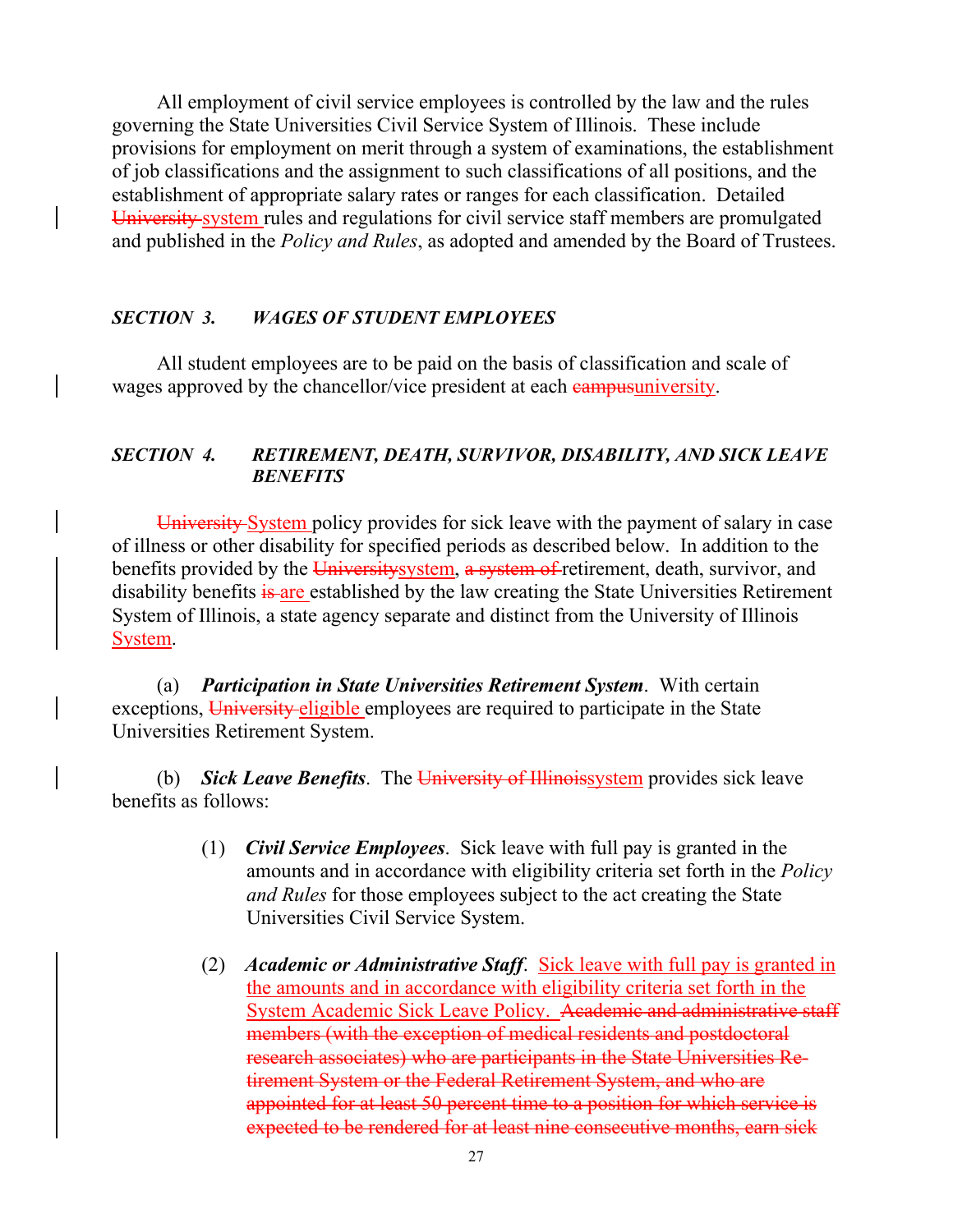All employment of civil service employees is controlled by the law and the rules governing the State Universities Civil Service System of Illinois. These include provisions for employment on merit through a system of examinations, the establishment of job classifications and the assignment to such classifications of all positions, and the establishment of appropriate salary rates or ranges for each classification. Detailed ~~University~~ <u>system</u> rules and regulations for civil service staff members are promulgated and published in the *Policy and Rules*, as adopted and amended by the Board of Trustees.

### *SECTION 3. WAGES OF STUDENT EMPLOYEES*

All student employees are to be paid on the basis of classification and scale of wages approved by the chancellor/vice president at each ~~campus~~<u>university</u>.

### *SECTION 4. RETIREMENT, DEATH, SURVIVOR, DISABILITY, AND SICK LEAVE BENEFITS*

~~University~~ <u>System</u> policy provides for sick leave with the payment of salary in case of illness or other disability for specified periods as described below. In addition to the benefits provided by the ~~University~~<u>system</u>, ~~a system of~~ retirement, death, survivor, and disability benefits ~~is~~ <u>are</u> established by the law creating the State Universities Retirement System of Illinois, a state agency separate and distinct from the University of Illinois <u>System</u>.

(a) ***Participation in State Universities Retirement System***. With certain exceptions, ~~University~~ <u>eligible</u> employees are required to participate in the State Universities Retirement System.

(b) ***Sick Leave Benefits***. The ~~University of Illinois~~<u>system</u> provides sick leave benefits as follows:

> (1) ***Civil Service Employees***. Sick leave with full pay is granted in the amounts and in accordance with eligibility criteria set forth in the *Policy and Rules* for those employees subject to the act creating the State Universities Civil Service System.
>
> (2) ***Academic or Administrative Staff***. <u>Sick leave with full pay is granted in the amounts and in accordance with eligibility criteria set forth in the System Academic Sick Leave Policy.</u> ~~Academic and administrative staff members (with the exception of medical residents and postdoctoral research associates) who are participants in the State Universities Retirement System or the Federal Retirement System, and who are appointed for at least 50 percent time to a position for which service is expected to be rendered for at least nine consecutive months, earn sick~~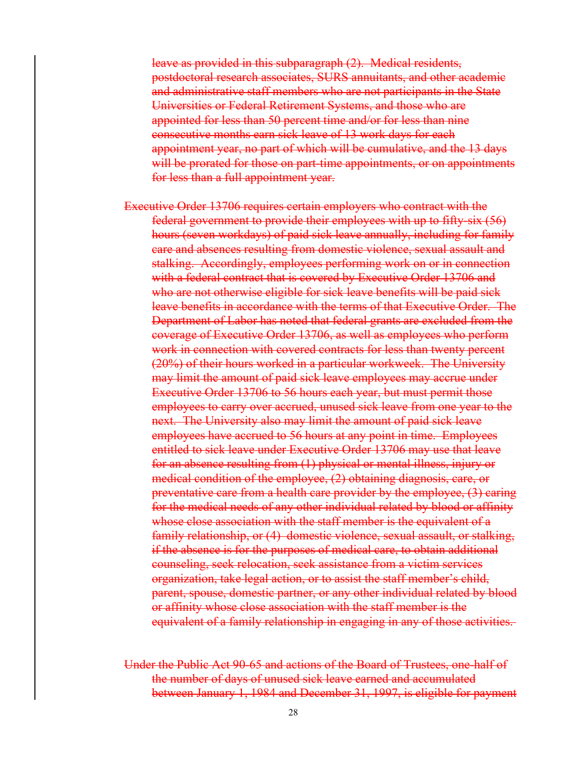~~leave as provided in this subparagraph (2). Medical residents, postdoctoral research associates, SURS annuitants, and other academic and administrative staff members who are not participants in the State Universities or Federal Retirement Systems, and those who are appointed for less than 50 percent time and/or for less than nine consecutive months earn sick leave of 13 work days for each appointment year, no part of which will be cumulative, and the 13 days will be prorated for those on part-time appointments, or on appointments for less than a full appointment year.~~

~~Executive Order 13706 requires certain employers who contract with the federal government to provide their employees with up to fifty-six (56) hours (seven workdays) of paid sick leave annually, including for family care and absences resulting from domestic violence, sexual assault and stalking. Accordingly, employees performing work on or in connection with a federal contract that is covered by Executive Order 13706 and who are not otherwise eligible for sick leave benefits will be paid sick leave benefits in accordance with the terms of that Executive Order. The Department of Labor has noted that federal grants are excluded from the coverage of Executive Order 13706, as well as employees who perform work in connection with covered contracts for less than twenty percent (20%) of their hours worked in a particular workweek. The University may limit the amount of paid sick leave employees may accrue under Executive Order 13706 to 56 hours each year, but must permit those employees to carry over accrued, unused sick leave from one year to the next. The University also may limit the amount of paid sick leave employees have accrued to 56 hours at any point in time. Employees entitled to sick leave under Executive Order 13706 may use that leave for an absence resulting from (1) physical or mental illness, injury or medical condition of the employee, (2) obtaining diagnosis, care, or preventative care from a health care provider by the employee, (3) caring for the medical needs of any other individual related by blood or affinity whose close association with the staff member is the equivalent of a family relationship, or (4) domestic violence, sexual assault, or stalking, if the absence is for the purposes of medical care, to obtain additional counseling, seek relocation, seek assistance from a victim services organization, take legal action, or to assist the staff member's child, parent, spouse, domestic partner, or any other individual related by blood or affinity whose close association with the staff member is the equivalent of a family relationship in engaging in any of those activities.~~

~~Under the Public Act 90-65 and actions of the Board of Trustees, one-half of the number of days of unused sick leave earned and accumulated between January 1, 1984 and December 31, 1997, is eligible for payment~~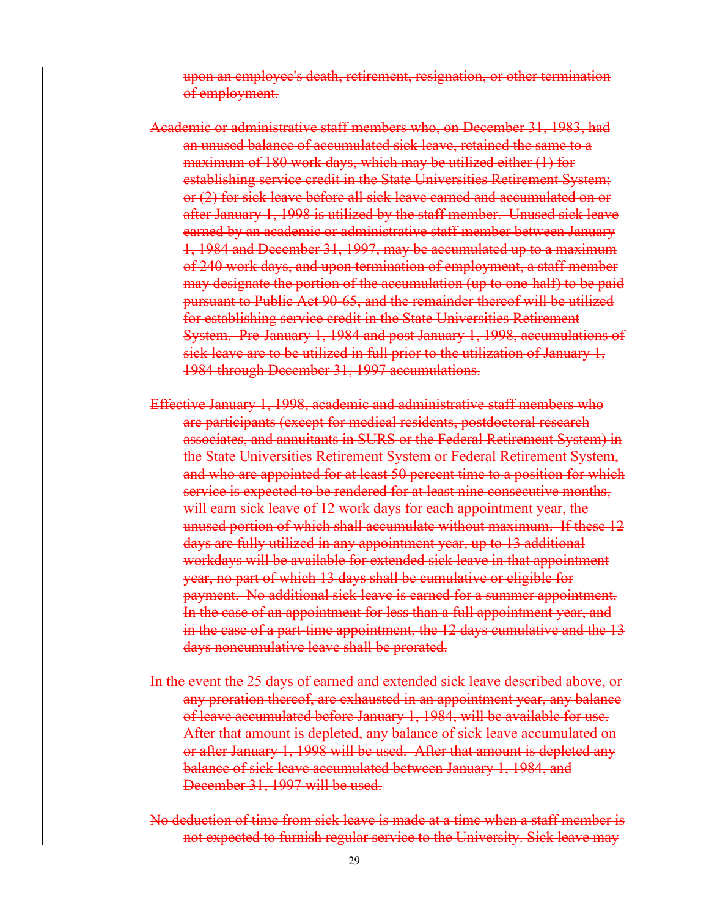~~upon an employee's death, retirement, resignation, or other termination of employment.~~

~~Academic or administrative staff members who, on December 31, 1983, had an unused balance of accumulated sick leave, retained the same to a maximum of 180 work days, which may be utilized either (1) for establishing service credit in the State Universities Retirement System; or (2) for sick leave before all sick leave earned and accumulated on or after January 1, 1998 is utilized by the staff member. Unused sick leave earned by an academic or administrative staff member between January 1, 1984 and December 31, 1997, may be accumulated up to a maximum of 240 work days, and upon termination of employment, a staff member may designate the portion of the accumulation (up to one-half) to be paid pursuant to Public Act 90-65, and the remainder thereof will be utilized for establishing service credit in the State Universities Retirement System. Pre-January 1, 1984 and post January 1, 1998, accumulations of sick leave are to be utilized in full prior to the utilization of January 1, 1984 through December 31, 1997 accumulations.~~

~~Effective January 1, 1998, academic and administrative staff members who are participants (except for medical residents, postdoctoral research associates, and annuitants in SURS or the Federal Retirement System) in the State Universities Retirement System or Federal Retirement System, and who are appointed for at least 50 percent time to a position for which service is expected to be rendered for at least nine consecutive months, will earn sick leave of 12 work days for each appointment year, the unused portion of which shall accumulate without maximum. If these 12 days are fully utilized in any appointment year, up to 13 additional workdays will be available for extended sick leave in that appointment year, no part of which 13 days shall be cumulative or eligible for payment. No additional sick leave is earned for a summer appointment. In the case of an appointment for less than a full appointment year, and in the case of a part-time appointment, the 12 days cumulative and the 13 days noncumulative leave shall be prorated.~~

~~In the event the 25 days of earned and extended sick leave described above, or any proration thereof, are exhausted in an appointment year, any balance of leave accumulated before January 1, 1984, will be available for use. After that amount is depleted, any balance of sick leave accumulated on or after January 1, 1998 will be used. After that amount is depleted any balance of sick leave accumulated between January 1, 1984, and December 31, 1997 will be used.~~

~~No deduction of time from sick leave is made at a time when a staff member is not expected to furnish regular service to the University. Sick leave may~~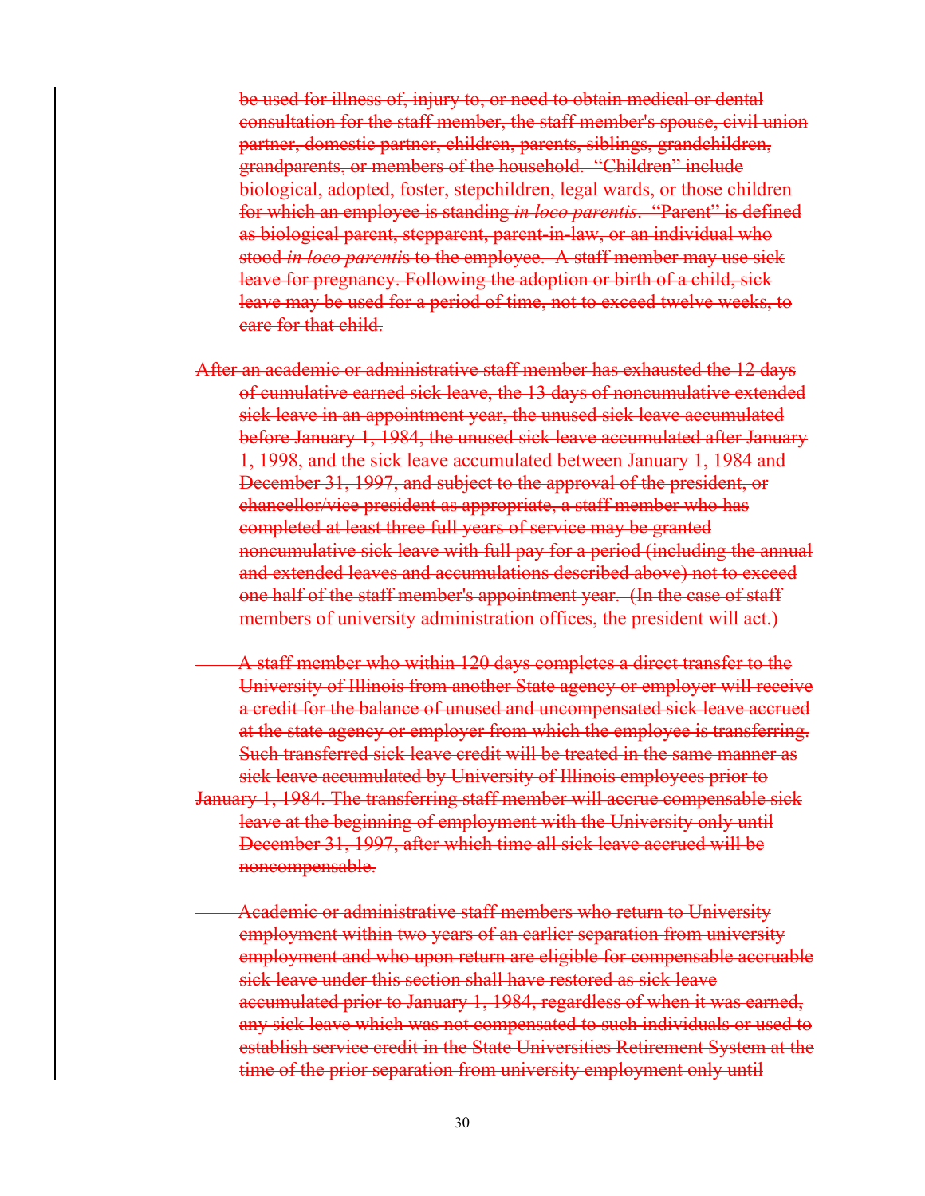~~be used for illness of, injury to, or need to obtain medical or dental consultation for the staff member, the staff member's spouse, civil union partner, domestic partner, children, parents, siblings, grandchildren, grandparents, or members of the household. "Children" include biological, adopted, foster, stepchildren, legal wards, or those children for which an employee is standing *in loco parentis*. "Parent" is defined as biological parent, stepparent, parent-in-law, or an individual who stood *in loco parentis* to the employee. A staff member may use sick leave for pregnancy. Following the adoption or birth of a child, sick leave may be used for a period of time, not to exceed twelve weeks, to care for that child.~~

~~After an academic or administrative staff member has exhausted the 12 days of cumulative earned sick leave, the 13 days of noncumulative extended sick leave in an appointment year, the unused sick leave accumulated before January 1, 1984, the unused sick leave accumulated after January 1, 1998, and the sick leave accumulated between January 1, 1984 and December 31, 1997, and subject to the approval of the president, or chancellor/vice president as appropriate, a staff member who has completed at least three full years of service may be granted noncumulative sick leave with full pay for a period (including the annual and extended leaves and accumulations described above) not to exceed one half of the staff member's appointment year. (In the case of staff members of university administration offices, the president will act.)~~

~~A staff member who within 120 days completes a direct transfer to the University of Illinois from another State agency or employer will receive a credit for the balance of unused and uncompensated sick leave accrued at the state agency or employer from which the employee is transferring. Such transferred sick leave credit will be treated in the same manner as sick leave accumulated by University of Illinois employees prior to January 1, 1984. The transferring staff member will accrue compensable sick leave at the beginning of employment with the University only until December 31, 1997, after which time all sick leave accrued will be noncompensable.~~

~~Academic or administrative staff members who return to University employment within two years of an earlier separation from university employment and who upon return are eligible for compensable accruable sick leave under this section shall have restored as sick leave accumulated prior to January 1, 1984, regardless of when it was earned, any sick leave which was not compensated to such individuals or used to establish service credit in the State Universities Retirement System at the time of the prior separation from university employment only until~~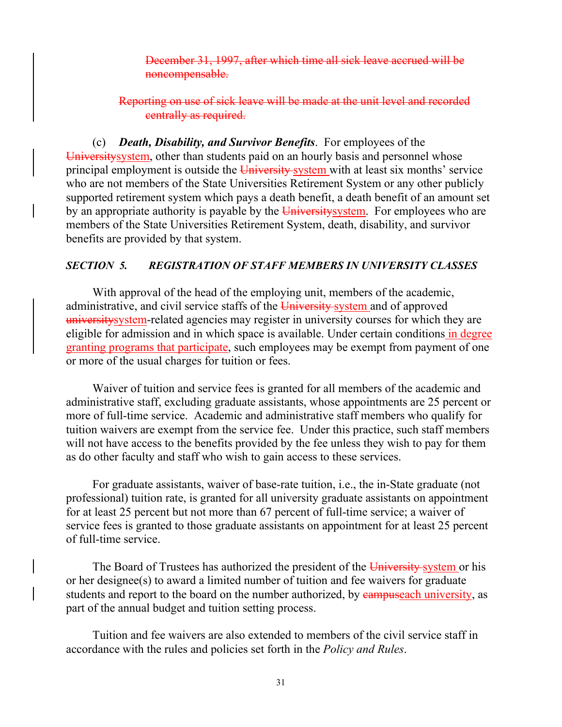~~December 31, 1997, after which time all sick leave accrued will be noncompensable.~~

~~Reporting on use of sick leave will be made at the unit level and recorded centrally as required.~~

(c) ***Death, Disability, and Survivor Benefits***. For employees of the ~~University~~system, other than students paid on an hourly basis and personnel whose principal employment is outside the ~~University~~ system with at least six months' service who are not members of the State Universities Retirement System or any other publicly supported retirement system which pays a death benefit, a death benefit of an amount set by an appropriate authority is payable by the ~~University~~system. For employees who are members of the State Universities Retirement System, death, disability, and survivor benefits are provided by that system.

### *SECTION 5. REGISTRATION OF STAFF MEMBERS IN UNIVERSITY CLASSES*

With approval of the head of the employing unit, members of the academic, administrative, and civil service staffs of the ~~University~~ system and of approved ~~university~~system-related agencies may register in university courses for which they are eligible for admission and in which space is available. Under certain conditions in degree granting programs that participate, such employees may be exempt from payment of one or more of the usual charges for tuition or fees.

Waiver of tuition and service fees is granted for all members of the academic and administrative staff, excluding graduate assistants, whose appointments are 25 percent or more of full-time service. Academic and administrative staff members who qualify for tuition waivers are exempt from the service fee. Under this practice, such staff members will not have access to the benefits provided by the fee unless they wish to pay for them as do other faculty and staff who wish to gain access to these services.

For graduate assistants, waiver of base-rate tuition, i.e., the in-State graduate (not professional) tuition rate, is granted for all university graduate assistants on appointment for at least 25 percent but not more than 67 percent of full-time service; a waiver of service fees is granted to those graduate assistants on appointment for at least 25 percent of full-time service.

The Board of Trustees has authorized the president of the ~~University~~ system or his or her designee(s) to award a limited number of tuition and fee waivers for graduate students and report to the board on the number authorized, by ~~campus~~each university, as part of the annual budget and tuition setting process.

Tuition and fee waivers are also extended to members of the civil service staff in accordance with the rules and policies set forth in the *Policy and Rules*.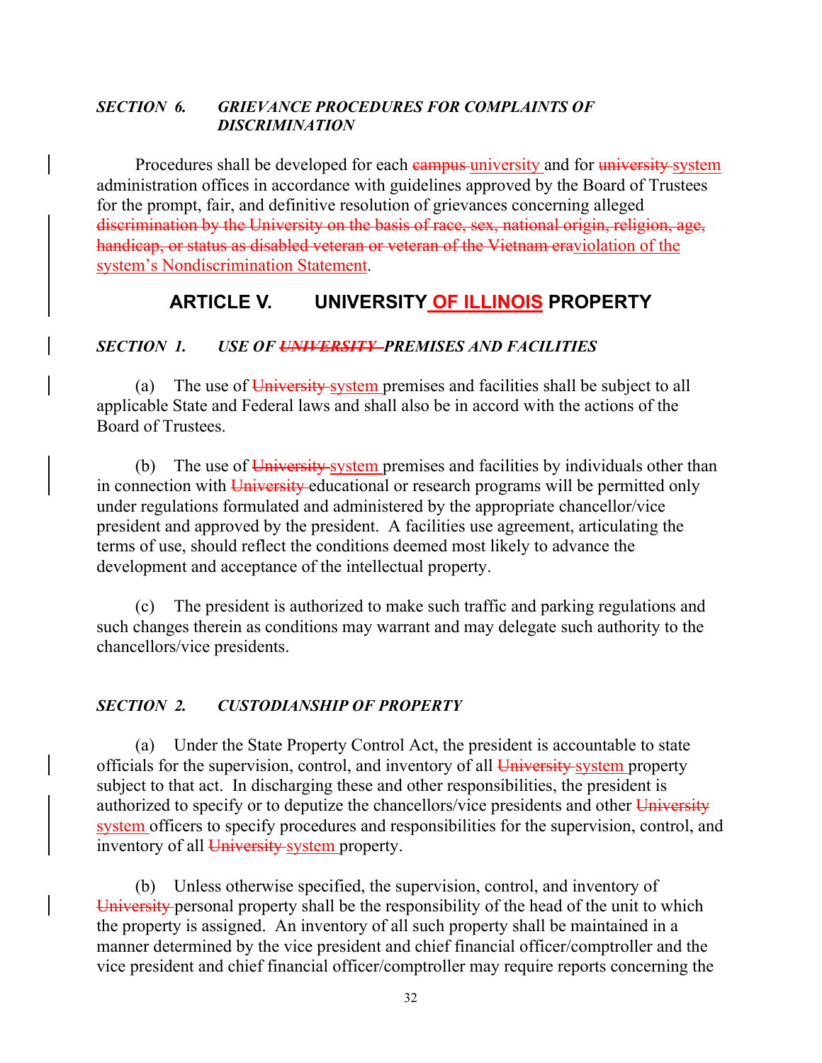### *SECTION 6. GRIEVANCE PROCEDURES FOR COMPLAINTS OF DISCRIMINATION*

Procedures shall be developed for each ~~campus~~ <u>university</u> and for ~~university~~ <u>system</u> administration offices in accordance with guidelines approved by the Board of Trustees for the prompt, fair, and definitive resolution of grievances concerning alleged ~~discrimination by the University on the basis of race, sex, national origin, religion, age, handicap, or status as disabled veteran or veteran of the Vietnam era~~<u>violation of the system's Nondiscrimination Statement</u>.

## ARTICLE V. UNIVERSITY <u>OF ILLINOIS</u> PROPERTY

### *SECTION 1. USE OF ~~UNIVERSITY~~ PREMISES AND FACILITIES*

(a) The use of ~~University~~ <u>system</u> premises and facilities shall be subject to all applicable State and Federal laws and shall also be in accord with the actions of the Board of Trustees.

(b) The use of ~~University~~ <u>system</u> premises and facilities by individuals other than in connection with ~~University~~ educational or research programs will be permitted only under regulations formulated and administered by the appropriate chancellor/vice president and approved by the president. A facilities use agreement, articulating the terms of use, should reflect the conditions deemed most likely to advance the development and acceptance of the intellectual property.

(c) The president is authorized to make such traffic and parking regulations and such changes therein as conditions may warrant and may delegate such authority to the chancellors/vice presidents.

### *SECTION 2. CUSTODIANSHIP OF PROPERTY*

(a) Under the State Property Control Act, the president is accountable to state officials for the supervision, control, and inventory of all ~~University~~ <u>system</u> property subject to that act. In discharging these and other responsibilities, the president is authorized to specify or to deputize the chancellors/vice presidents and other ~~University~~ <u>system</u> officers to specify procedures and responsibilities for the supervision, control, and inventory of all ~~University~~ <u>system</u> property.

(b) Unless otherwise specified, the supervision, control, and inventory of ~~University~~ personal property shall be the responsibility of the head of the unit to which the property is assigned. An inventory of all such property shall be maintained in a manner determined by the vice president and chief financial officer/comptroller and the vice president and chief financial officer/comptroller may require reports concerning the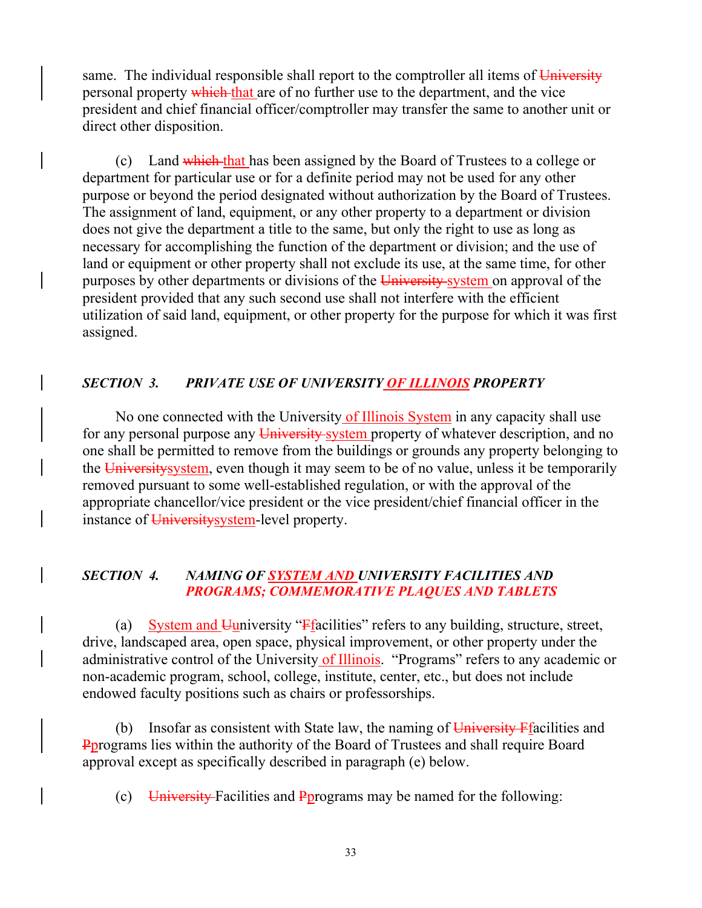same. The individual responsible shall report to the comptroller all items of ~~University~~ personal property ~~which~~ that are of no further use to the department, and the vice president and chief financial officer/comptroller may transfer the same to another unit or direct other disposition.

(c) Land ~~which~~ that has been assigned by the Board of Trustees to a college or department for particular use or for a definite period may not be used for any other purpose or beyond the period designated without authorization by the Board of Trustees. The assignment of land, equipment, or any other property to a department or division does not give the department a title to the same, but only the right to use as long as necessary for accomplishing the function of the department or division; and the use of land or equipment or other property shall not exclude its use, at the same time, for other purposes by other departments or divisions of the ~~University~~ system on approval of the president provided that any such second use shall not interfere with the efficient utilization of said land, equipment, or other property for the purpose for which it was first assigned.

### *SECTION 3. PRIVATE USE OF UNIVERSITY OF ILLINOIS PROPERTY*

No one connected with the University of Illinois System in any capacity shall use for any personal purpose any ~~University~~ system property of whatever description, and no one shall be permitted to remove from the buildings or grounds any property belonging to the ~~University~~system, even though it may seem to be of no value, unless it be temporarily removed pursuant to some well-established regulation, or with the approval of the appropriate chancellor/vice president or the vice president/chief financial officer in the instance of ~~University~~system-level property.

### *SECTION 4. NAMING OF SYSTEM AND UNIVERSITY FACILITIES AND PROGRAMS; COMMEMORATIVE PLAQUES AND TABLETS*

(a) System and ~~U~~university "~~F~~facilities" refers to any building, structure, street, drive, landscaped area, open space, physical improvement, or other property under the administrative control of the University of Illinois. "Programs" refers to any academic or non-academic program, school, college, institute, center, etc., but does not include endowed faculty positions such as chairs or professorships.

(b) Insofar as consistent with State law, the naming of ~~University F~~facilities and ~~P~~programs lies within the authority of the Board of Trustees and shall require Board approval except as specifically described in paragraph (e) below.

(c) ~~University~~ Facilities and ~~P~~programs may be named for the following: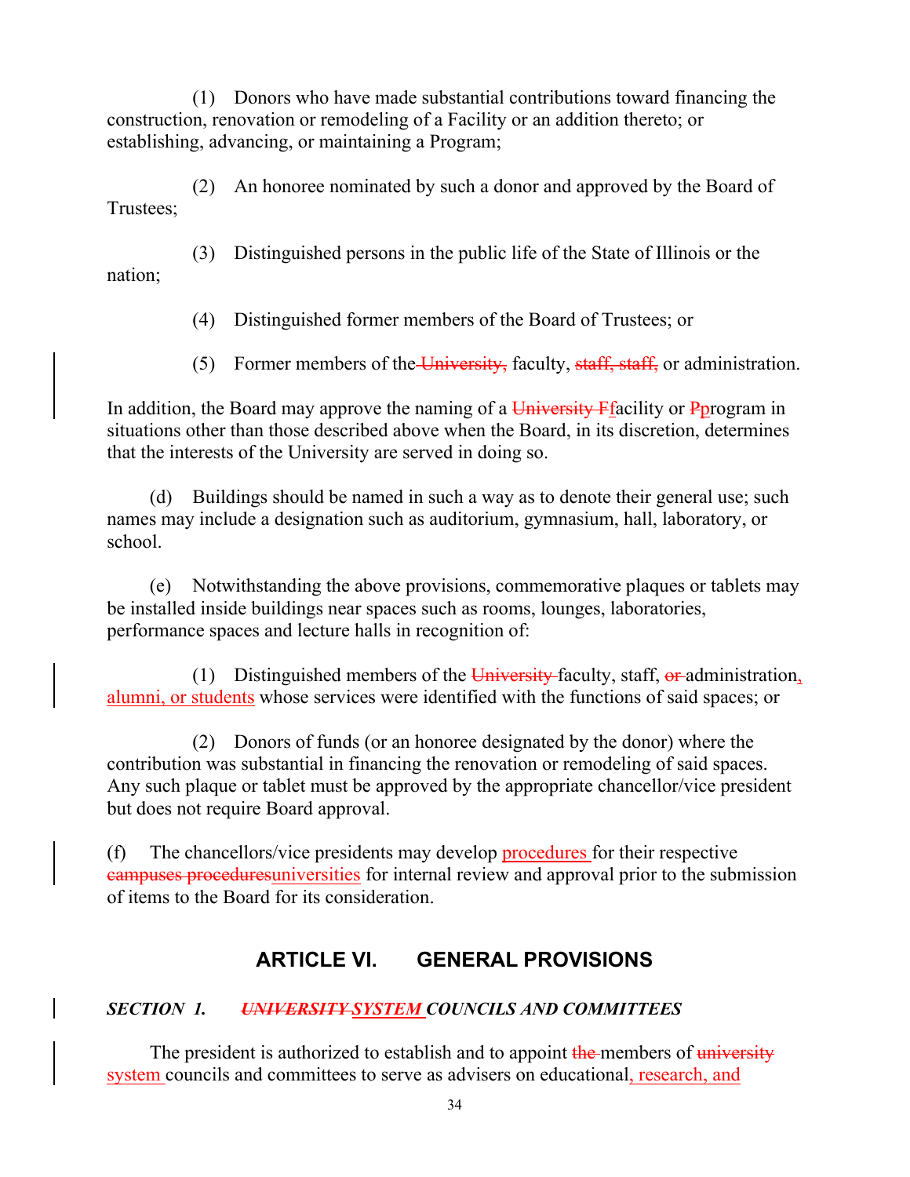(1) Donors who have made substantial contributions toward financing the construction, renovation or remodeling of a Facility or an addition thereto; or establishing, advancing, or maintaining a Program;

(2) An honoree nominated by such a donor and approved by the Board of Trustees;

(3) Distinguished persons in the public life of the State of Illinois or the nation;

(4) Distinguished former members of the Board of Trustees; or

(5) Former members of the ~~University,~~ faculty, ~~staff, staff,~~ or administration.

In addition, the Board may approve the naming of a ~~University F~~facility or ~~P~~program in situations other than those described above when the Board, in its discretion, determines that the interests of the University are served in doing so.

(d) Buildings should be named in such a way as to denote their general use; such names may include a designation such as auditorium, gymnasium, hall, laboratory, or school.

(e) Notwithstanding the above provisions, commemorative plaques or tablets may be installed inside buildings near spaces such as rooms, lounges, laboratories, performance spaces and lecture halls in recognition of:

(1) Distinguished members of the ~~University~~ faculty, staff, ~~or~~ administration, alumni, or students whose services were identified with the functions of said spaces; or

(2) Donors of funds (or an honoree designated by the donor) where the contribution was substantial in financing the renovation or remodeling of said spaces. Any such plaque or tablet must be approved by the appropriate chancellor/vice president but does not require Board approval.

(f) The chancellors/vice presidents may develop procedures for their respective ~~campuses procedures~~universities for internal review and approval prior to the submission of items to the Board for its consideration.

## ARTICLE VI. GENERAL PROVISIONS

### *SECTION 1. ~~UNIVERSITY~~ SYSTEM COUNCILS AND COMMITTEES*

The president is authorized to establish and to appoint ~~the~~ members of ~~university~~ system councils and committees to serve as advisers on educational, research, and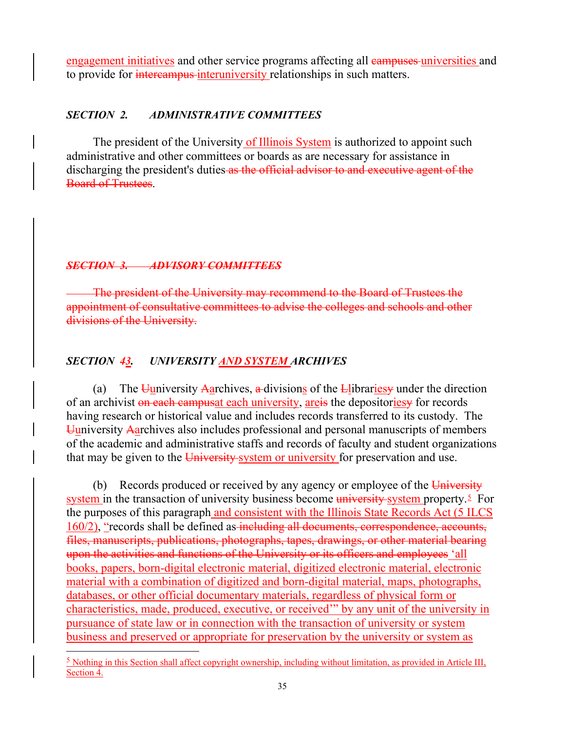engagement initiatives and other service programs affecting all campuses universities and to provide for intercampus interuniversity relationships in such matters.

### *SECTION 2. ADMINISTRATIVE COMMITTEES*

The president of the University of Illinois System is authorized to appoint such administrative and other committees or boards as are necessary for assistance in discharging the president's duties as the official advisor to and executive agent of the Board of Trustees.

### ~~*SECTION 3. ADVISORY COMMITTEES*~~

~~The president of the University may recommend to the Board of Trustees the appointment of consultative committees to advise the colleges and schools and other divisions of the University.~~

### *SECTION 43. UNIVERSITY AND SYSTEM ARCHIVES*

(a) The Uuniversity Aarchives, a divisions of the Llibrariesy under the direction of an archivist on each campusat each university, areis the depositoriesy for records having research or historical value and includes records transferred to its custody. The Uuniversity Aarchives also includes professional and personal manuscripts of members of the academic and administrative staffs and records of faculty and student organizations that may be given to the University system or university for preservation and use.

(b) Records produced or received by any agency or employee of the University system in the transaction of university business become university system property.[5] For the purposes of this paragraph and consistent with the Illinois State Records Act (5 ILCS 160/2), "records shall be defined as including all documents, correspondence, accounts, files, manuscripts, publications, photographs, tapes, drawings, or other material bearing upon the activities and functions of the University or its officers and employees 'all books, papers, born-digital electronic material, digitized electronic material, electronic material with a combination of digitized and born-digital material, maps, photographs, databases, or other official documentary materials, regardless of physical form or characteristics, made, produced, executive, or received'" by any unit of the university in pursuance of state law or in connection with the transaction of university or system business and preserved or appropriate for preservation by the university or system as

[5] Nothing in this Section shall affect copyright ownership, including without limitation, as provided in Article III, Section 4.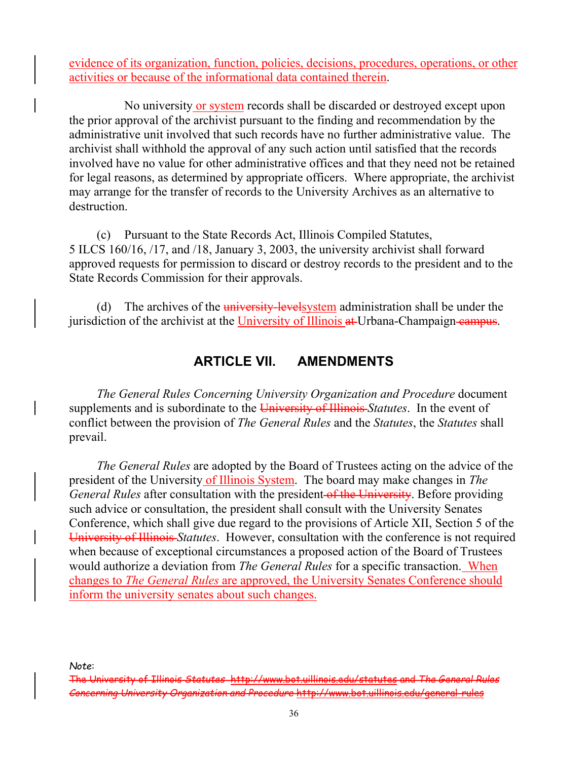evidence of its organization, function, policies, decisions, procedures, operations, or other activities or because of the informational data contained therein.

No university or system records shall be discarded or destroyed except upon the prior approval of the archivist pursuant to the finding and recommendation by the administrative unit involved that such records have no further administrative value. The archivist shall withhold the approval of any such action until satisfied that the records involved have no value for other administrative offices and that they need not be retained for legal reasons, as determined by appropriate officers. Where appropriate, the archivist may arrange for the transfer of records to the University Archives as an alternative to destruction.

(c) Pursuant to the State Records Act, Illinois Compiled Statutes, 5 ILCS 160/16, /17, and /18, January 3, 2003, the university archivist shall forward approved requests for permission to discard or destroy records to the president and to the State Records Commission for their approvals.

(d) The archives of the ~~university-level~~system administration shall be under the jurisdiction of the archivist at the University of Illinois ~~at~~ Urbana-Champaign ~~campus~~.

## ARTICLE VII. AMENDMENTS

*The General Rules Concerning University Organization and Procedure* document supplements and is subordinate to the ~~University of Illinois~~ *Statutes*. In the event of conflict between the provision of *The General Rules* and the *Statutes*, the *Statutes* shall prevail.

*The General Rules* are adopted by the Board of Trustees acting on the advice of the president of the University of Illinois System. The board may make changes in *The General Rules* after consultation with the president ~~of the University~~. Before providing such advice or consultation, the president shall consult with the University Senates Conference, which shall give due regard to the provisions of Article XII, Section 5 of the ~~University of Illinois~~ *Statutes*. However, consultation with the conference is not required when because of exceptional circumstances a proposed action of the Board of Trustees would authorize a deviation from *The General Rules* for a specific transaction. When changes to *The General Rules* are approved, the University Senates Conference should inform the university senates about such changes.

*Note*:

~~The University of Illinois *Statutes* http://www.bot.uillinois.edu/statutes and *The General Rules Concerning University Organization and Procedure* http://www.bot.uillinois.edu/general-rules~~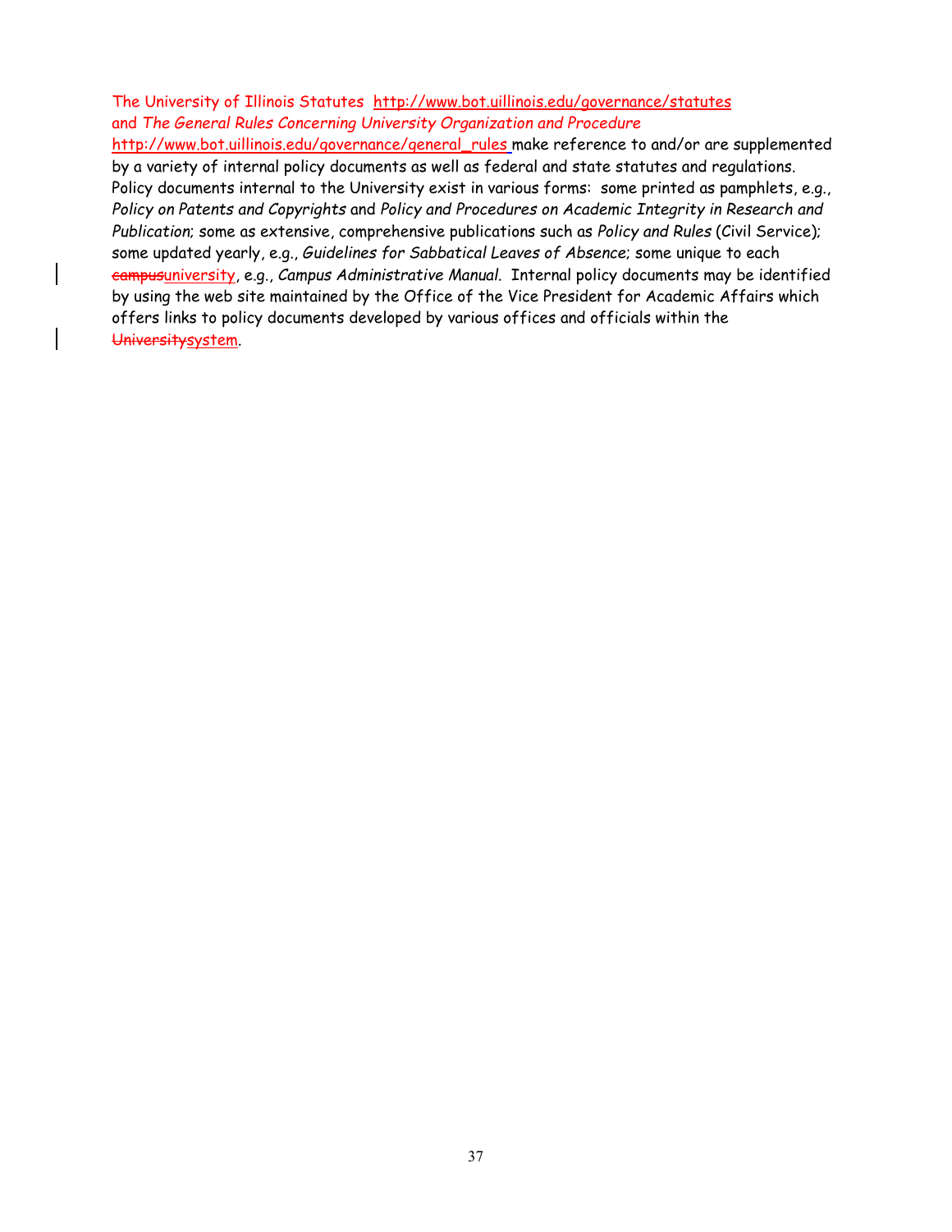The University of Illinois Statutes http://www.bot.uillinois.edu/governance/statutes and *The General Rules Concerning University Organization and Procedure* http://www.bot.uillinois.edu/governance/general_rules make reference to and/or are supplemented by a variety of internal policy documents as well as federal and state statutes and regulations. Policy documents internal to the University exist in various forms: some printed as pamphlets, e.g., *Policy on Patents and Copyrights* and *Policy and Procedures on Academic Integrity in Research and Publication*; some as extensive, comprehensive publications such as *Policy and Rules* (Civil Service); some updated yearly, e.g., *Guidelines for Sabbatical Leaves of Absence*; some unique to each ~~campus~~university, e.g., *Campus Administrative Manual*. Internal policy documents may be identified by using the web site maintained by the Office of the Vice President for Academic Affairs which offers links to policy documents developed by various offices and officials within the ~~University~~system.